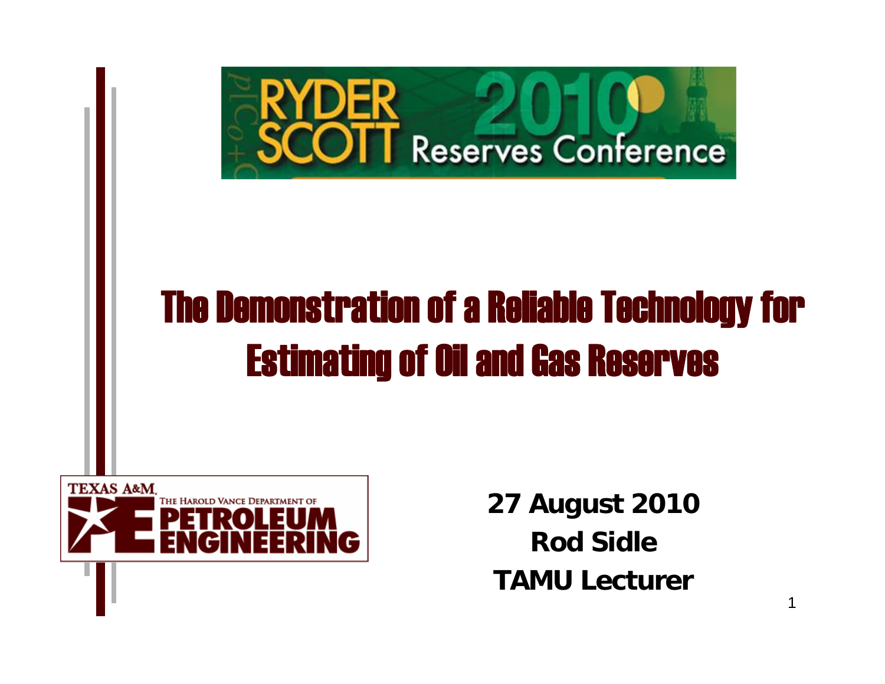RYDER SCOTT 2010 Reserves Conference

# The Demonstration of a Reliable Technology for Estimating of Oil and Gas Reserves

TEXAS A&M
THE HAROLD VANCE DEPARTMENT OF PETROLEUM ENGINEERING

**27 August 2010**

**Rod Sidle**

**TAMU Lecturer**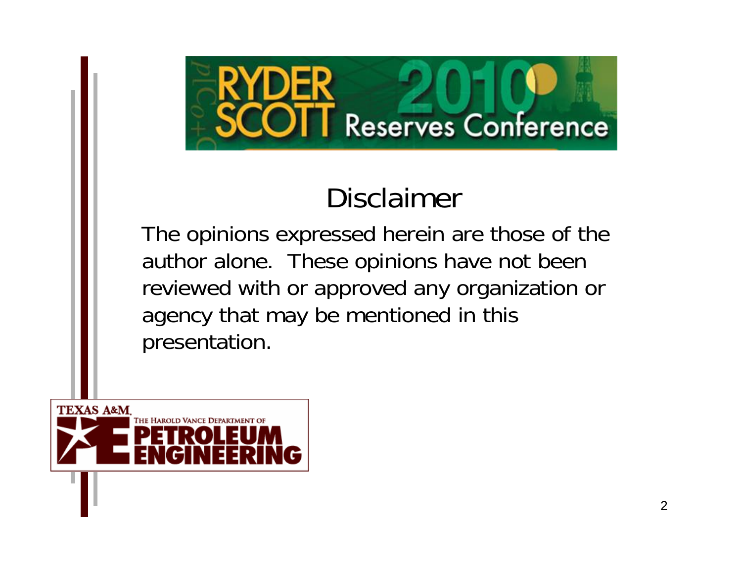# Disclaimer

The opinions expressed herein are those of the author alone. These opinions have not been reviewed with or approved any organization or agency that may be mentioned in this presentation.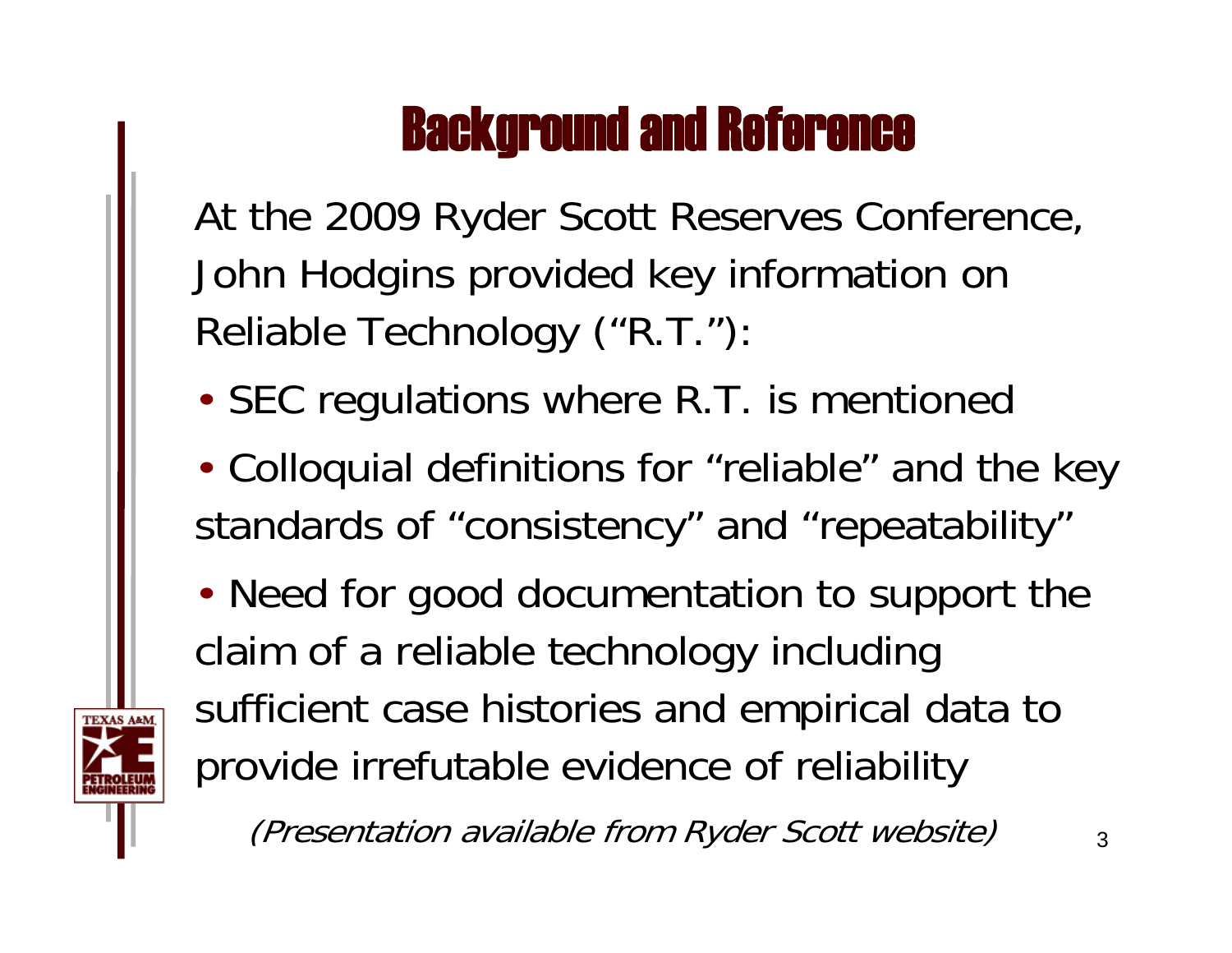# Background and Reference

At the 2009 Ryder Scott Reserves Conference, John Hodgins provided key information on Reliable Technology ("R.T."):

- SEC regulations where R.T. is mentioned
- Colloquial definitions for "reliable" and the key standards of "consistency" and "repeatability"
- Need for good documentation to support the claim of a reliable technology including sufficient case histories and empirical data to provide irrefutable evidence of reliability

*(Presentation available from Ryder Scott website)*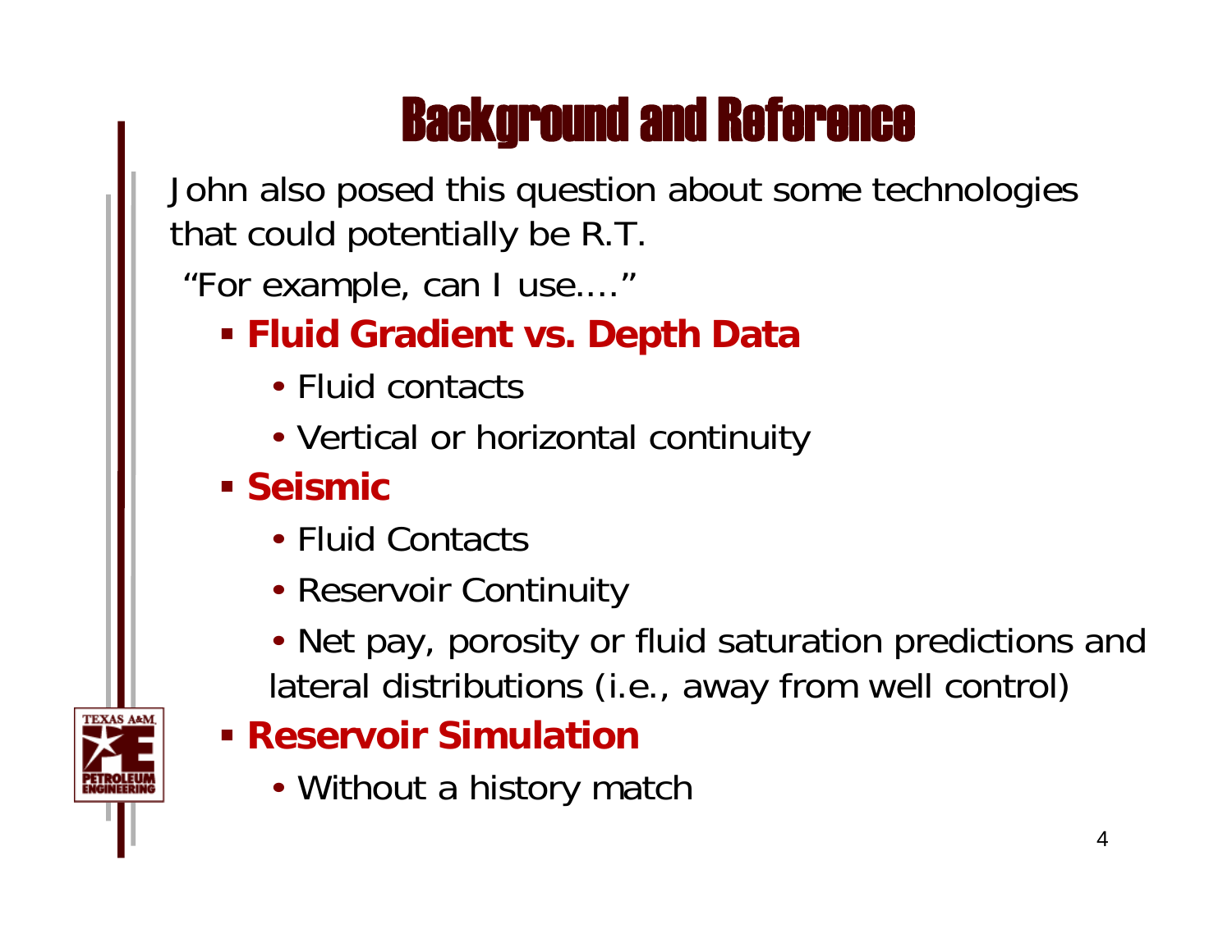# Background and Reference

John also posed this question about some technologies that could potentially be R.T.

"For example, can I use...."

- **Fluid Gradient vs. Depth Data**
  - Fluid contacts
  - Vertical or horizontal continuity
- **Seismic**
  - Fluid Contacts
  - Reservoir Continuity
  - Net pay, porosity or fluid saturation predictions and lateral distributions (i.e., away from well control)
- **Reservoir Simulation**
  - Without a history match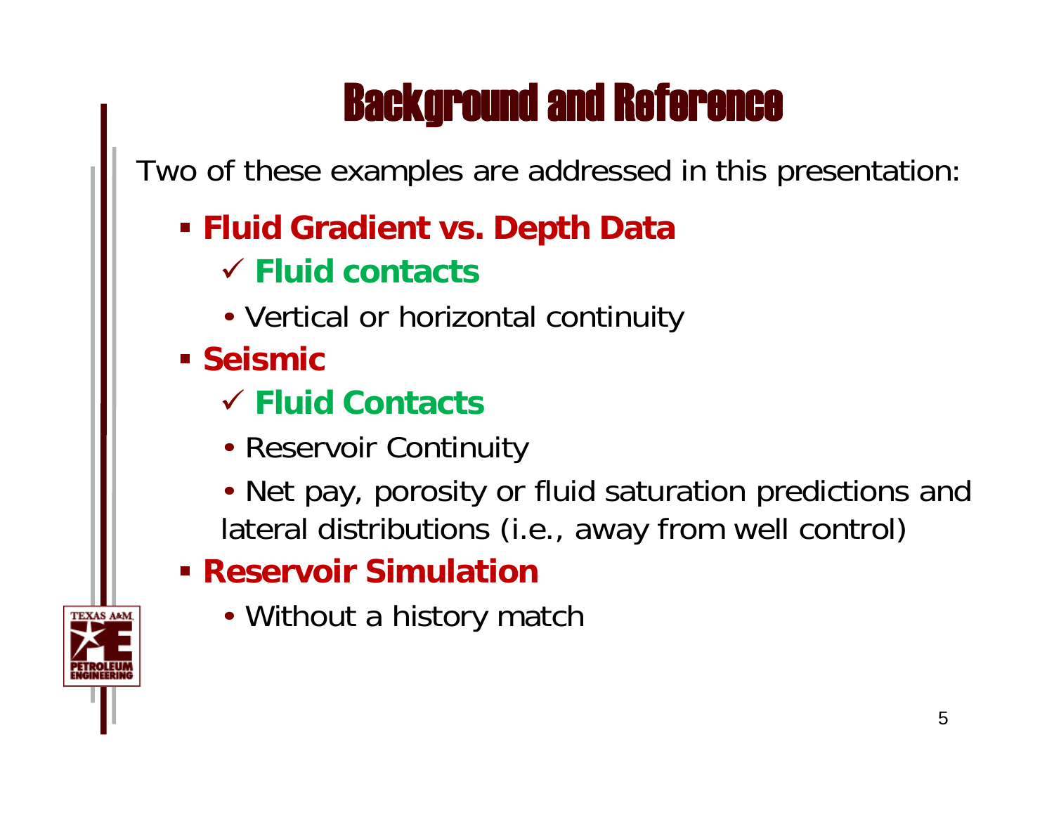# Background and Reference

Two of these examples are addressed in this presentation:

- **Fluid Gradient vs. Depth Data**
  - ✓ **Fluid contacts**
  - Vertical or horizontal continuity
- **Seismic**
  - ✓ **Fluid Contacts**
  - Reservoir Continuity
  - Net pay, porosity or fluid saturation predictions and lateral distributions (i.e., away from well control)
- **Reservoir Simulation**
  - Without a history match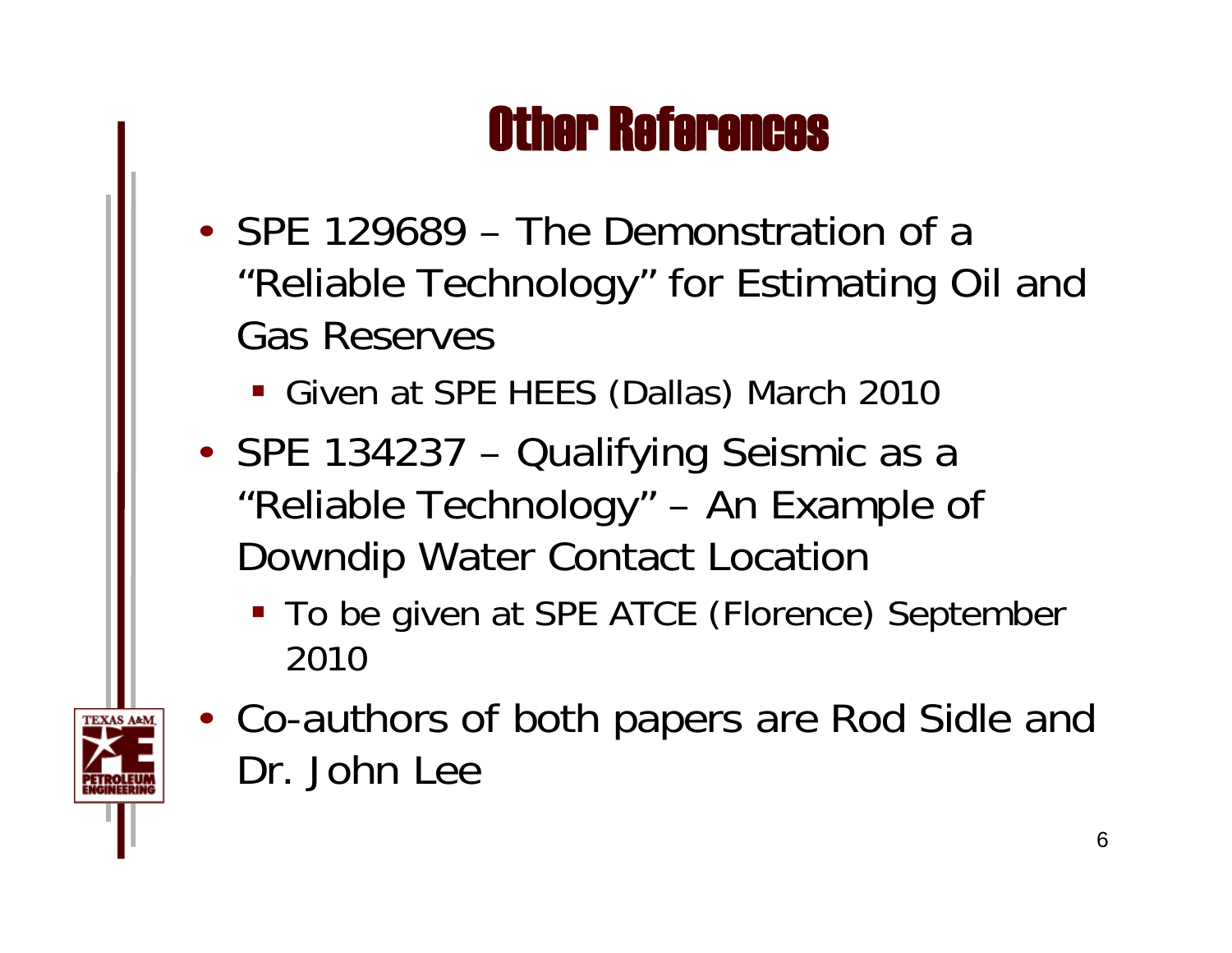# Other References

- SPE 129689 – The Demonstration of a "Reliable Technology" for Estimating Oil and Gas Reserves
  - Given at SPE HEES (Dallas) March 2010
- SPE 134237 – Qualifying Seismic as a "Reliable Technology" – An Example of Downdip Water Contact Location
  - To be given at SPE ATCE (Florence) September 2010
- Co-authors of both papers are Rod Sidle and Dr. John Lee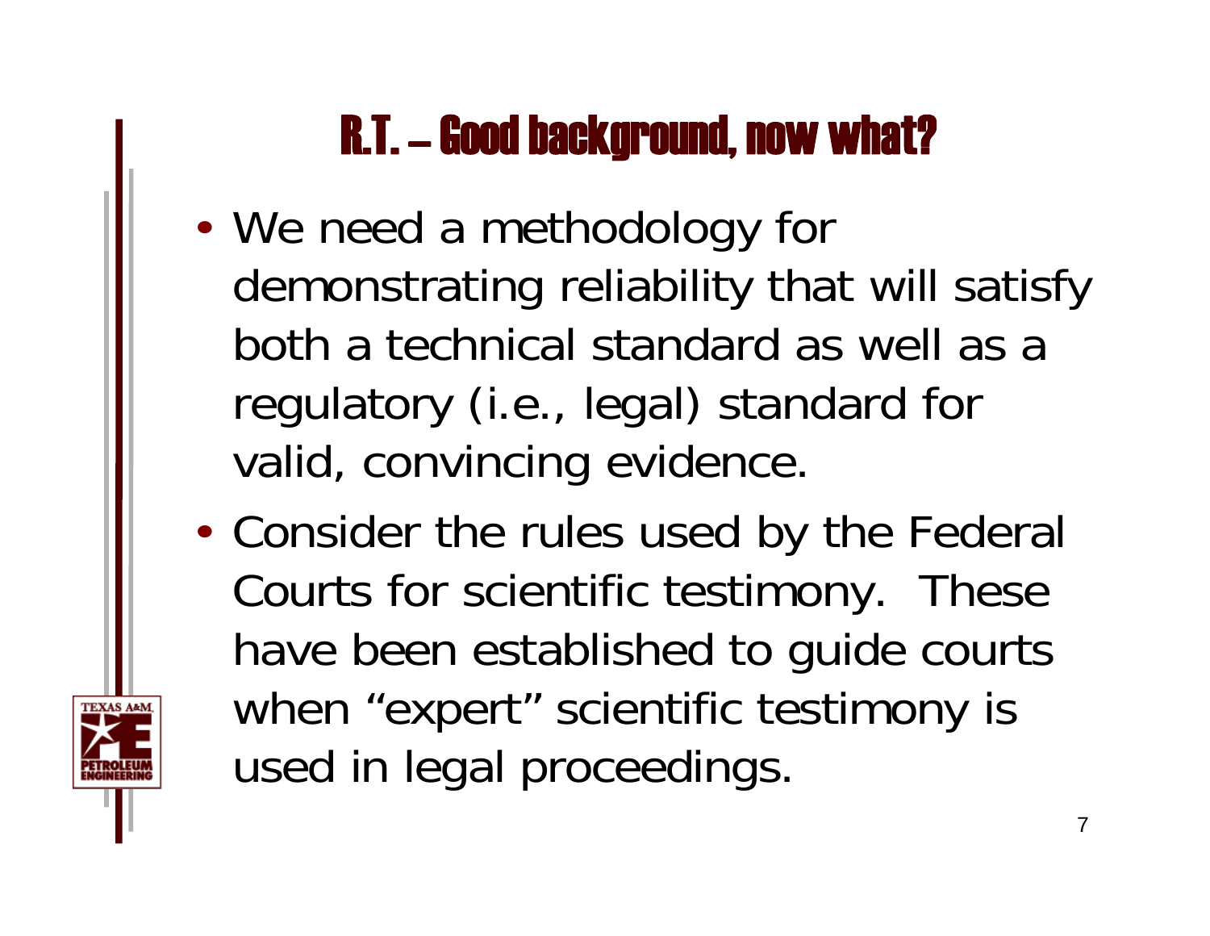# R.T. – Good background, now what?

- We need a methodology for demonstrating reliability that will satisfy both a technical standard as well as a regulatory (i.e., legal) standard for valid, convincing evidence.
- Consider the rules used by the Federal Courts for scientific testimony. These have been established to guide courts when "expert" scientific testimony is used in legal proceedings.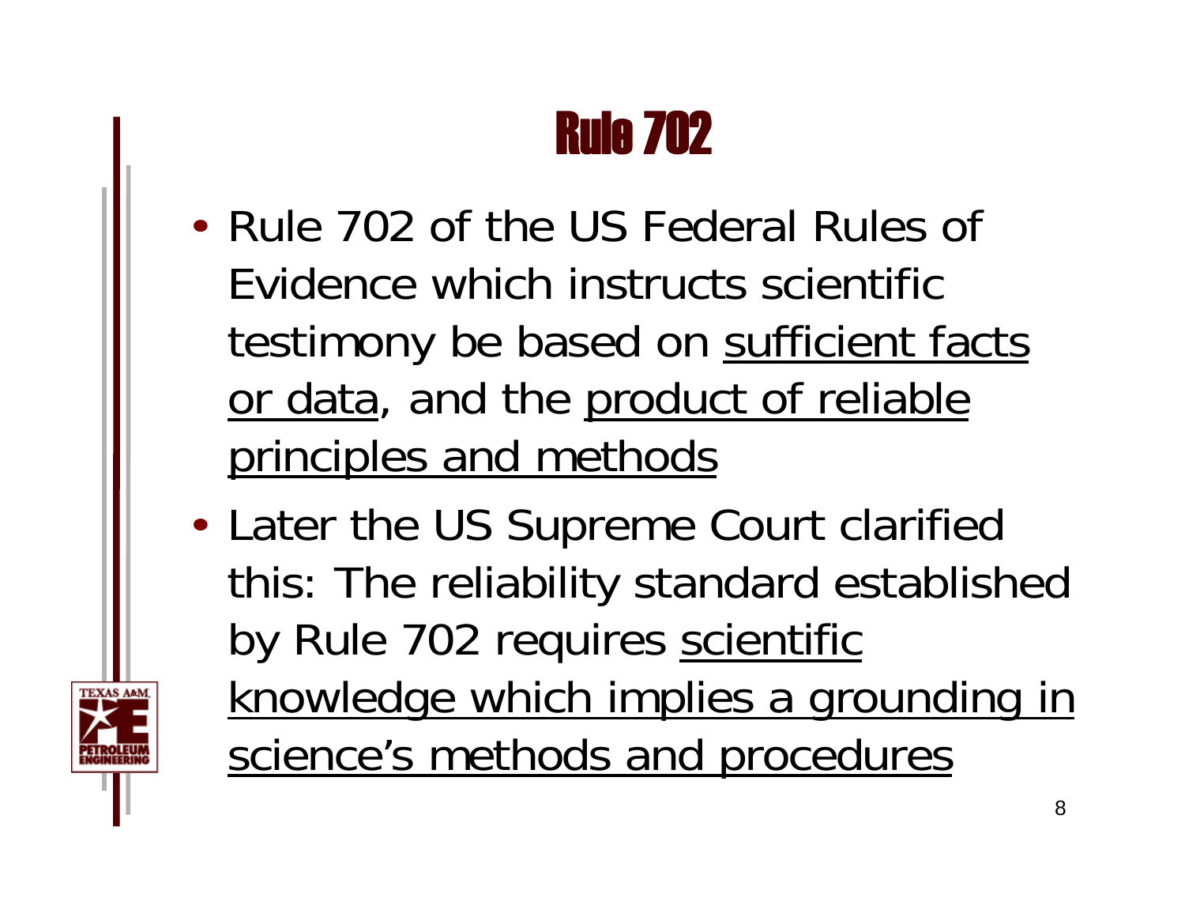# Rule 702

- Rule 702 of the US Federal Rules of Evidence which instructs scientific testimony be based on <u>sufficient facts or data</u>, and the <u>product of reliable principles and methods</u>
- Later the US Supreme Court clarified this: The reliability standard established by Rule 702 requires <u>scientific knowledge which implies a grounding in science's methods and procedures</u>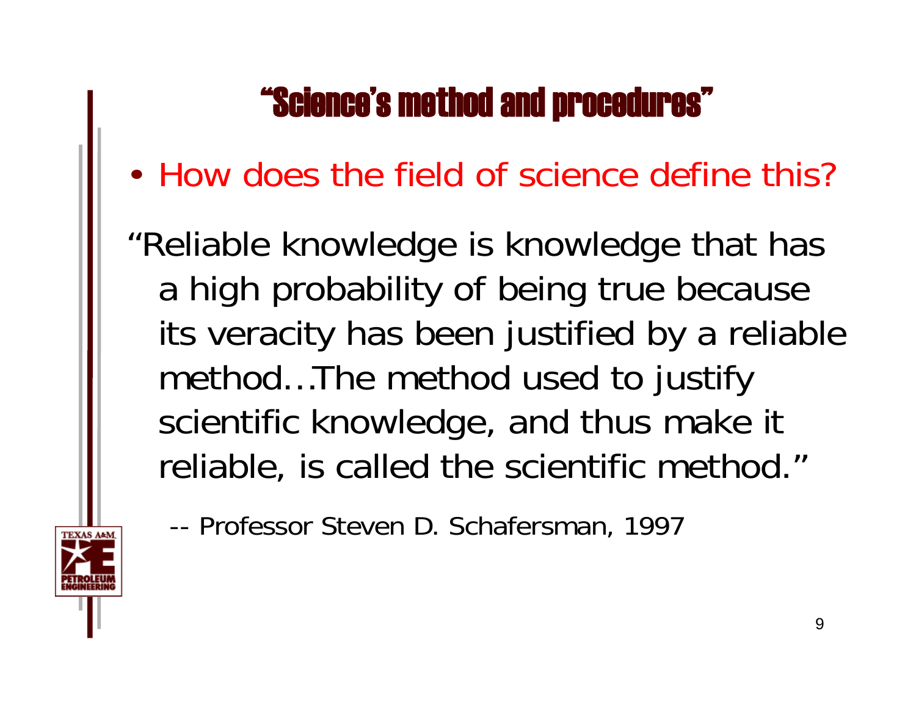# "Science's method and procedures"

- How does the field of science define this?

"Reliable knowledge is knowledge that has a high probability of being true because its veracity has been justified by a reliable method…The method used to justify scientific knowledge, and thus make it reliable, is called the scientific method."

-- Professor Steven D. Schafersman, 1997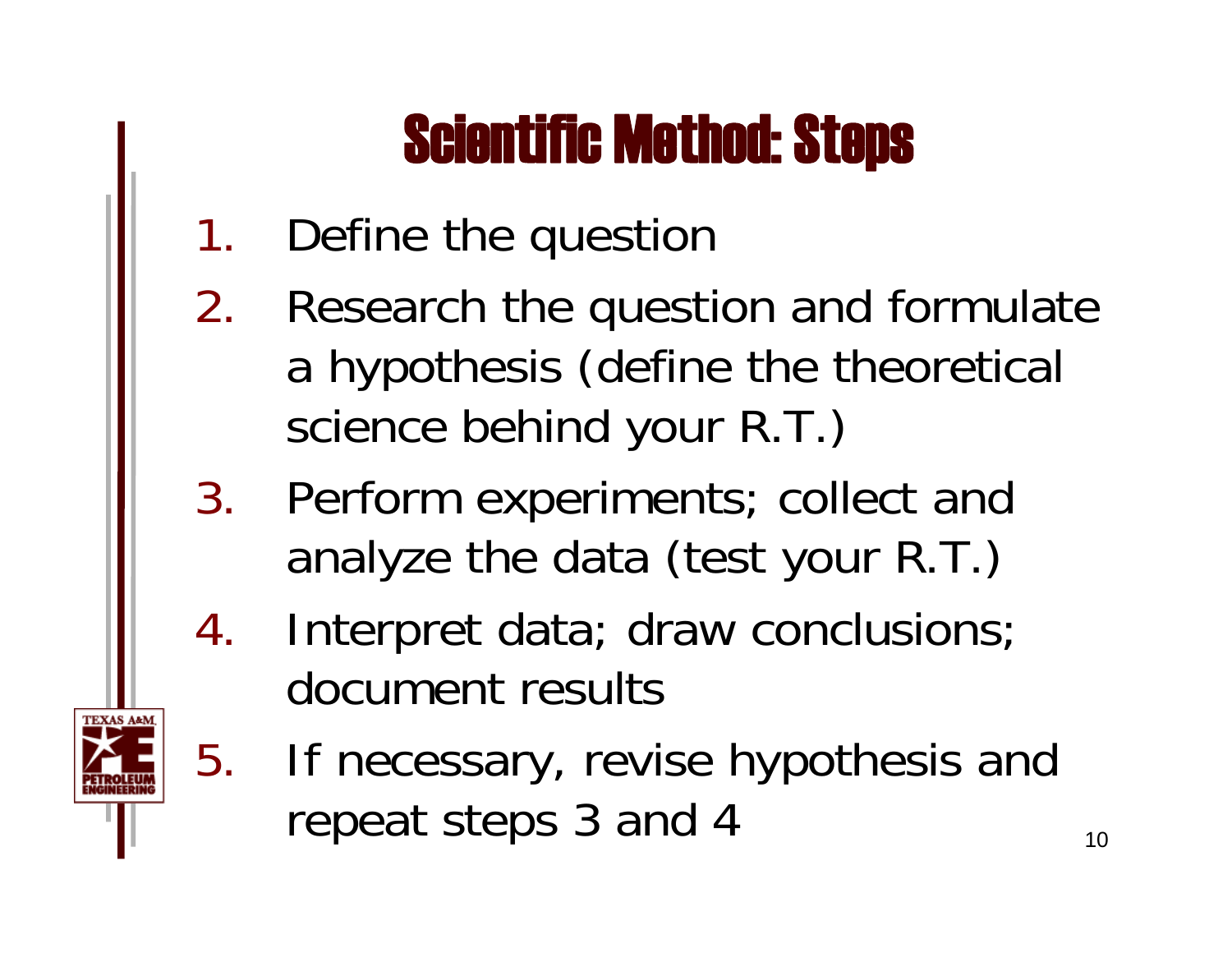# Scientific Method: Steps

1. Define the question
2. Research the question and formulate a hypothesis (define the theoretical science behind your R.T.)
3. Perform experiments; collect and analyze the data (test your R.T.)
4. Interpret data; draw conclusions; document results
5. If necessary, revise hypothesis and repeat steps 3 and 4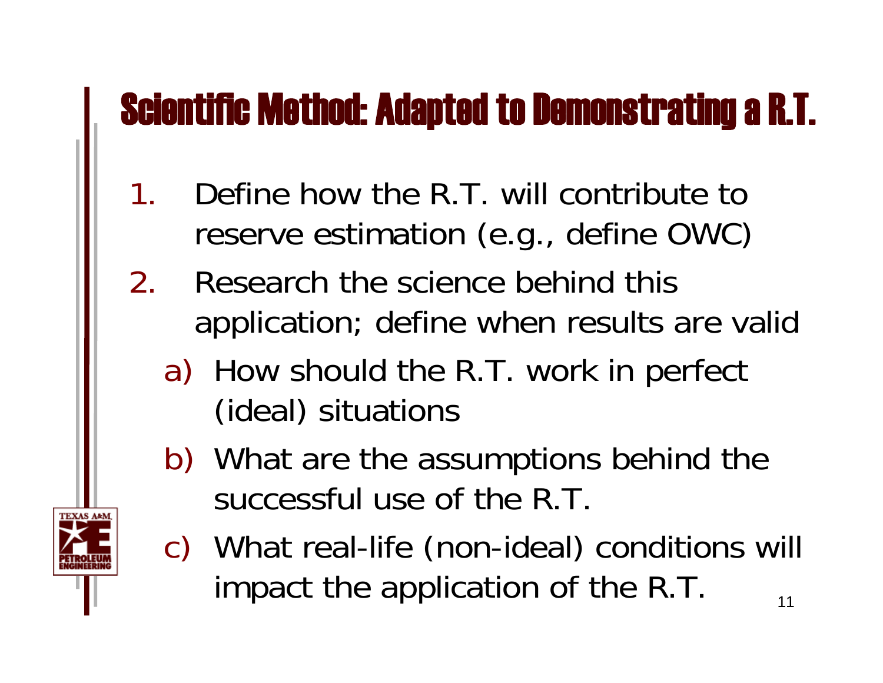# Scientific Method: Adapted to Demonstrating a R.T.

1. Define how the R.T. will contribute to reserve estimation (e.g., define OWC)
2. Research the science behind this application; define when results are valid
   a) How should the R.T. work in perfect (ideal) situations
   b) What are the assumptions behind the successful use of the R.T.
   c) What real-life (non-ideal) conditions will impact the application of the R.T.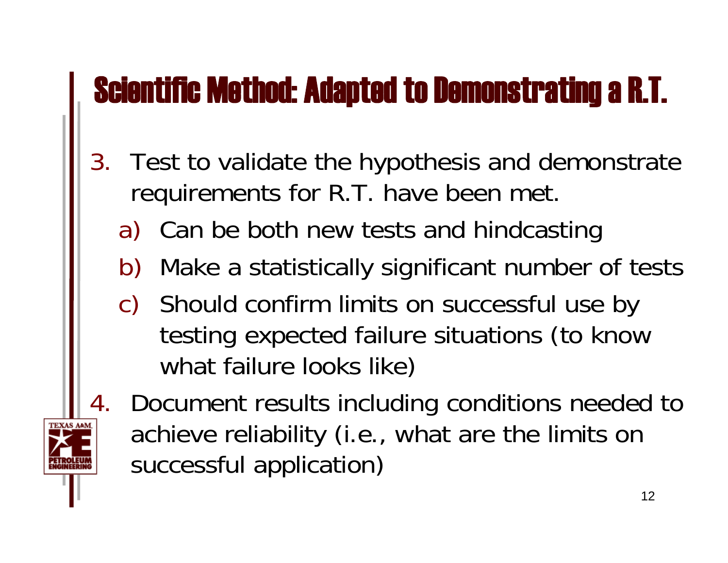# Scientific Method: Adapted to Demonstrating a R.T.

3. Test to validate the hypothesis and demonstrate requirements for R.T. have been met.
   a) Can be both new tests and hindcasting
   b) Make a statistically significant number of tests
   c) Should confirm limits on successful use by testing expected failure situations (to know what failure looks like)
4. Document results including conditions needed to achieve reliability (i.e., what are the limits on successful application)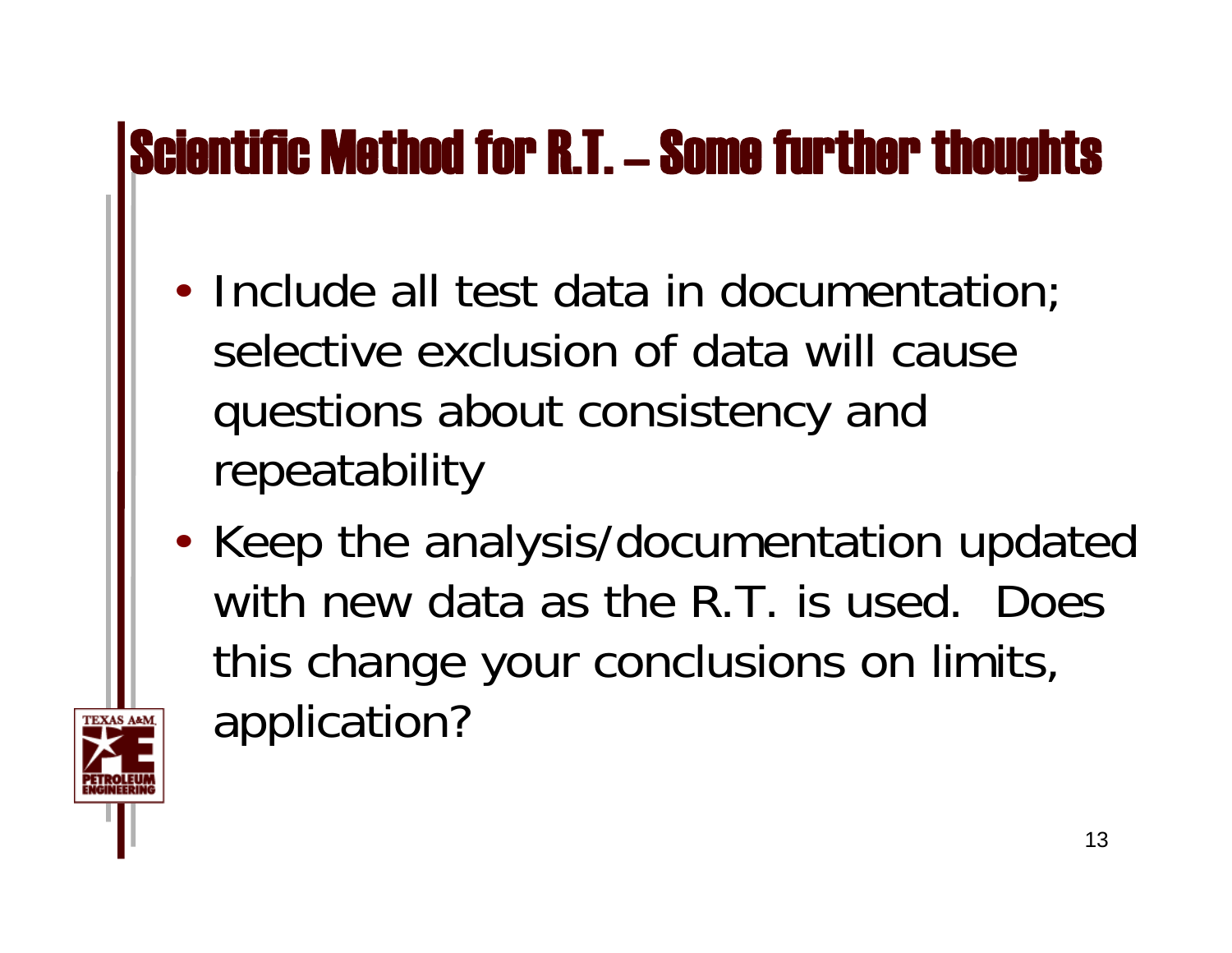# Scientific Method for R.T. – Some further thoughts

- Include all test data in documentation; selective exclusion of data will cause questions about consistency and repeatability
- Keep the analysis/documentation updated with new data as the R.T. is used. Does this change your conclusions on limits, application?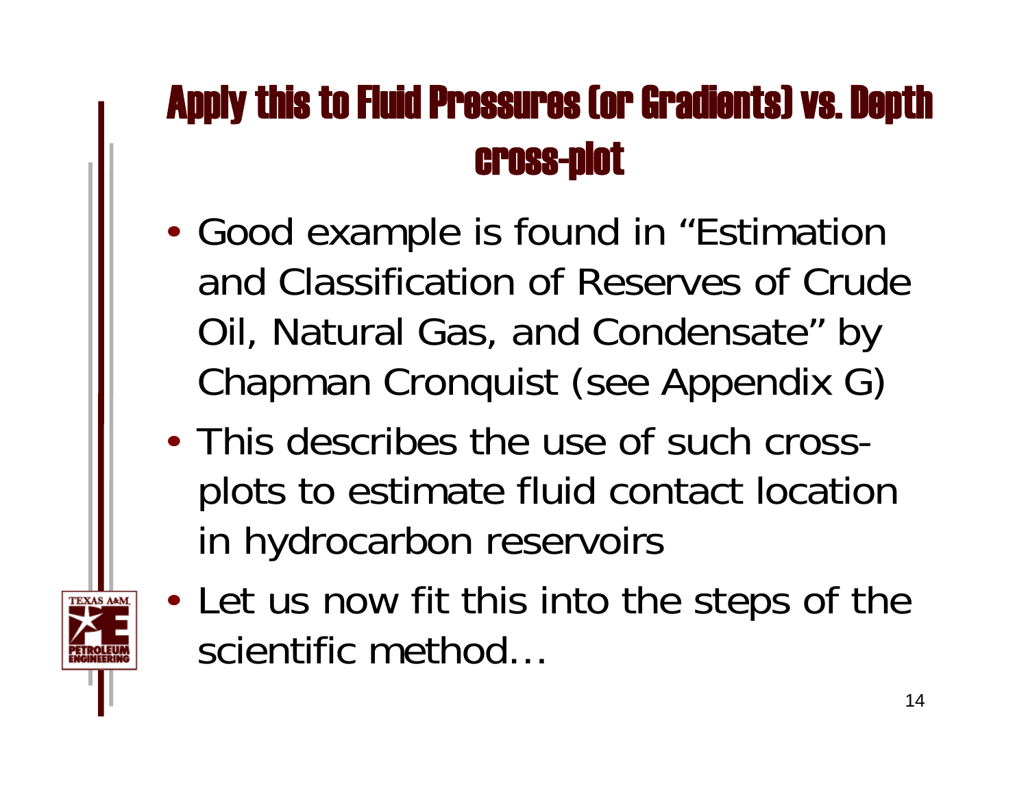# Apply this to Fluid Pressures (or Gradients) vs. Depth cross-plot

- Good example is found in "Estimation and Classification of Reserves of Crude Oil, Natural Gas, and Condensate" by Chapman Cronquist (see Appendix G)
- This describes the use of such cross-plots to estimate fluid contact location in hydrocarbon reservoirs
- Let us now fit this into the steps of the scientific method…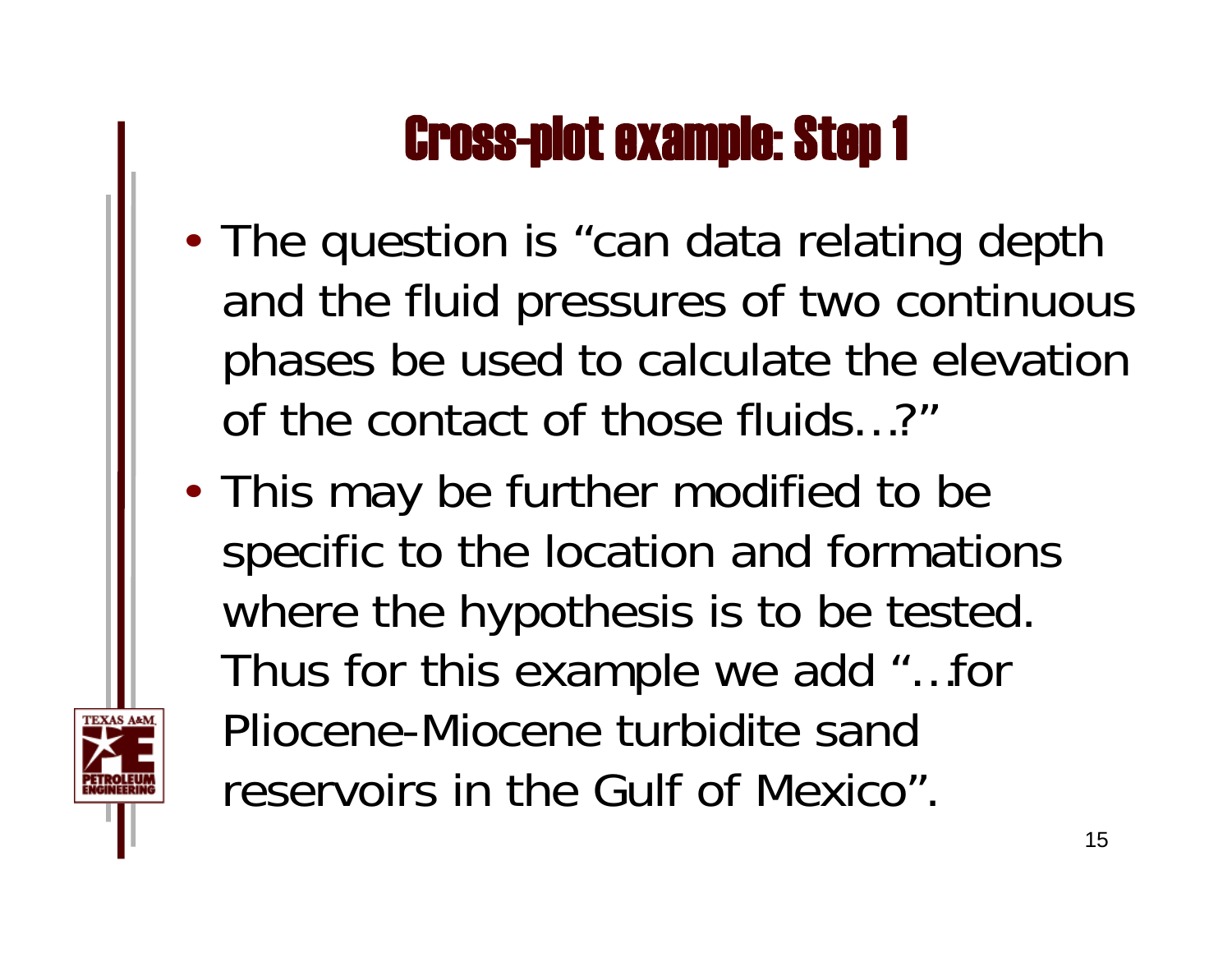# Cross-plot example: Step 1

- The question is "can data relating depth and the fluid pressures of two continuous phases be used to calculate the elevation of the contact of those fluids…?"
- This may be further modified to be specific to the location and formations where the hypothesis is to be tested. Thus for this example we add "…for Pliocene-Miocene turbidite sand reservoirs in the Gulf of Mexico".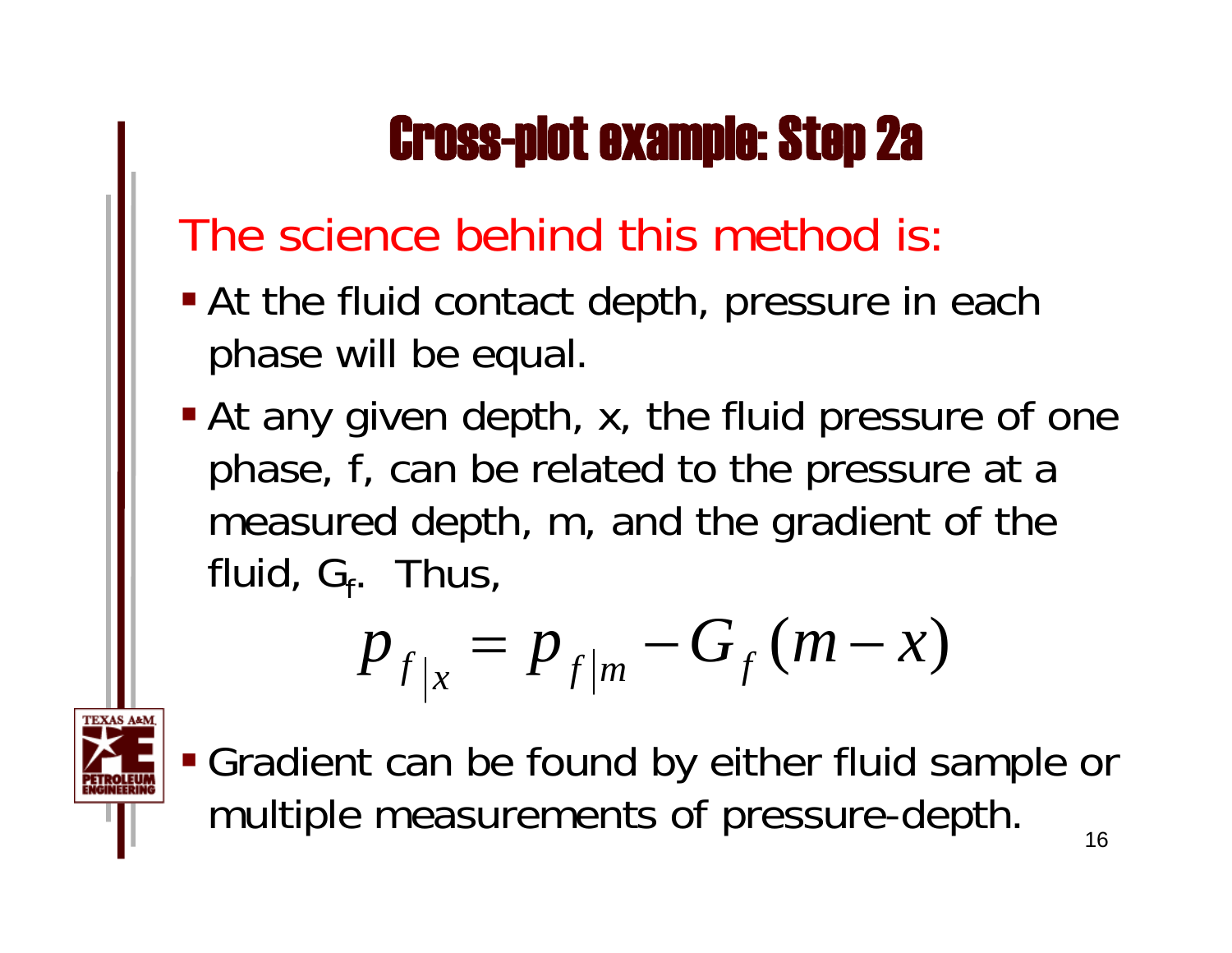# Cross-plot example: Step 2a

## The science behind this method is:

- At the fluid contact depth, pressure in each phase will be equal.
- At any given depth, x, the fluid pressure of one phase, f, can be related to the pressure at a measured depth, m, and the gradient of the fluid, $G_f$. Thus,

$$p_{f|_x} = p_{f|m} - G_f(m - x)$$

- Gradient can be found by either fluid sample or multiple measurements of pressure-depth.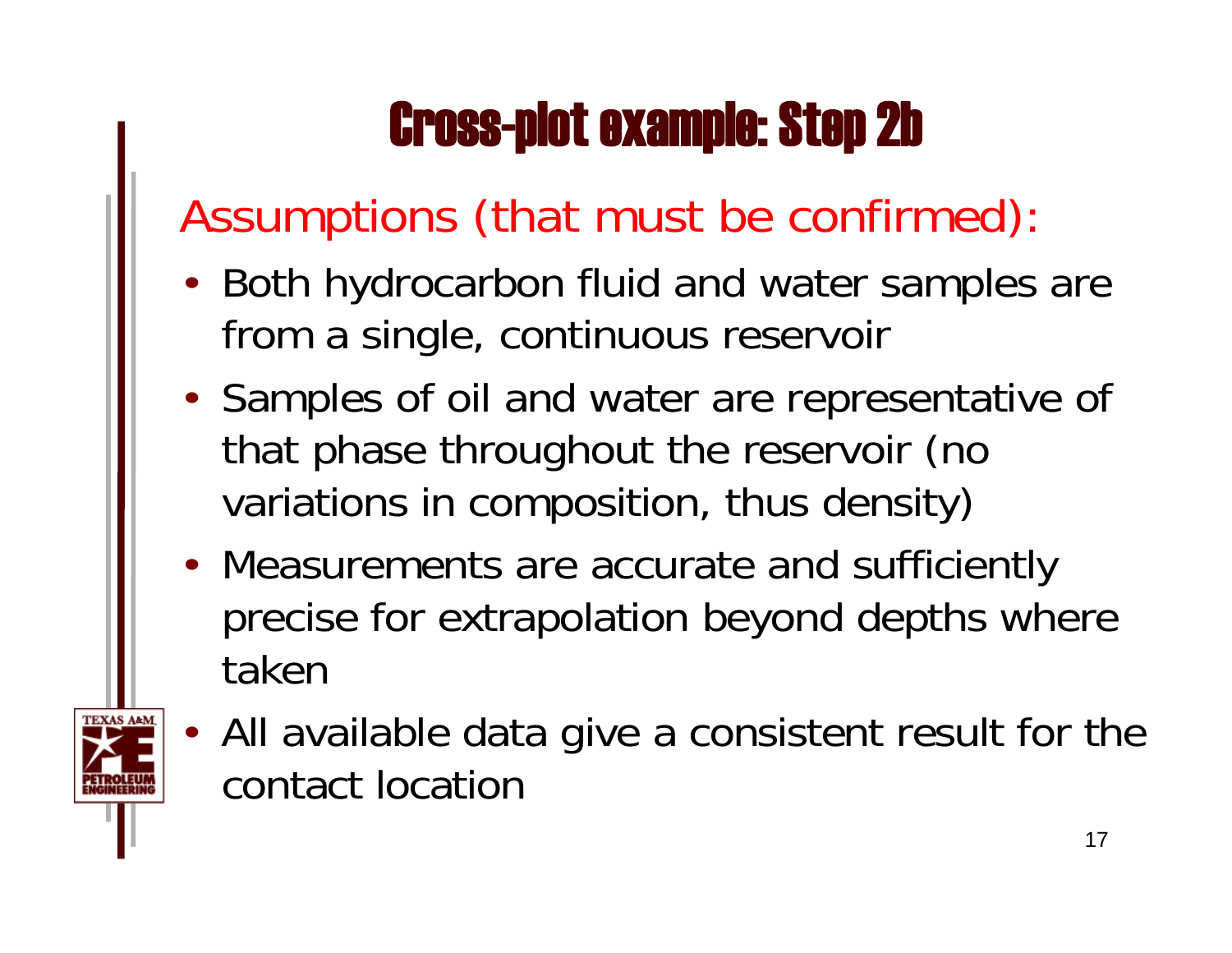# Cross-plot example: Step 2b

## Assumptions (that must be confirmed):

- Both hydrocarbon fluid and water samples are from a single, continuous reservoir
- Samples of oil and water are representative of that phase throughout the reservoir (no variations in composition, thus density)
- Measurements are accurate and sufficiently precise for extrapolation beyond depths where taken
- All available data give a consistent result for the contact location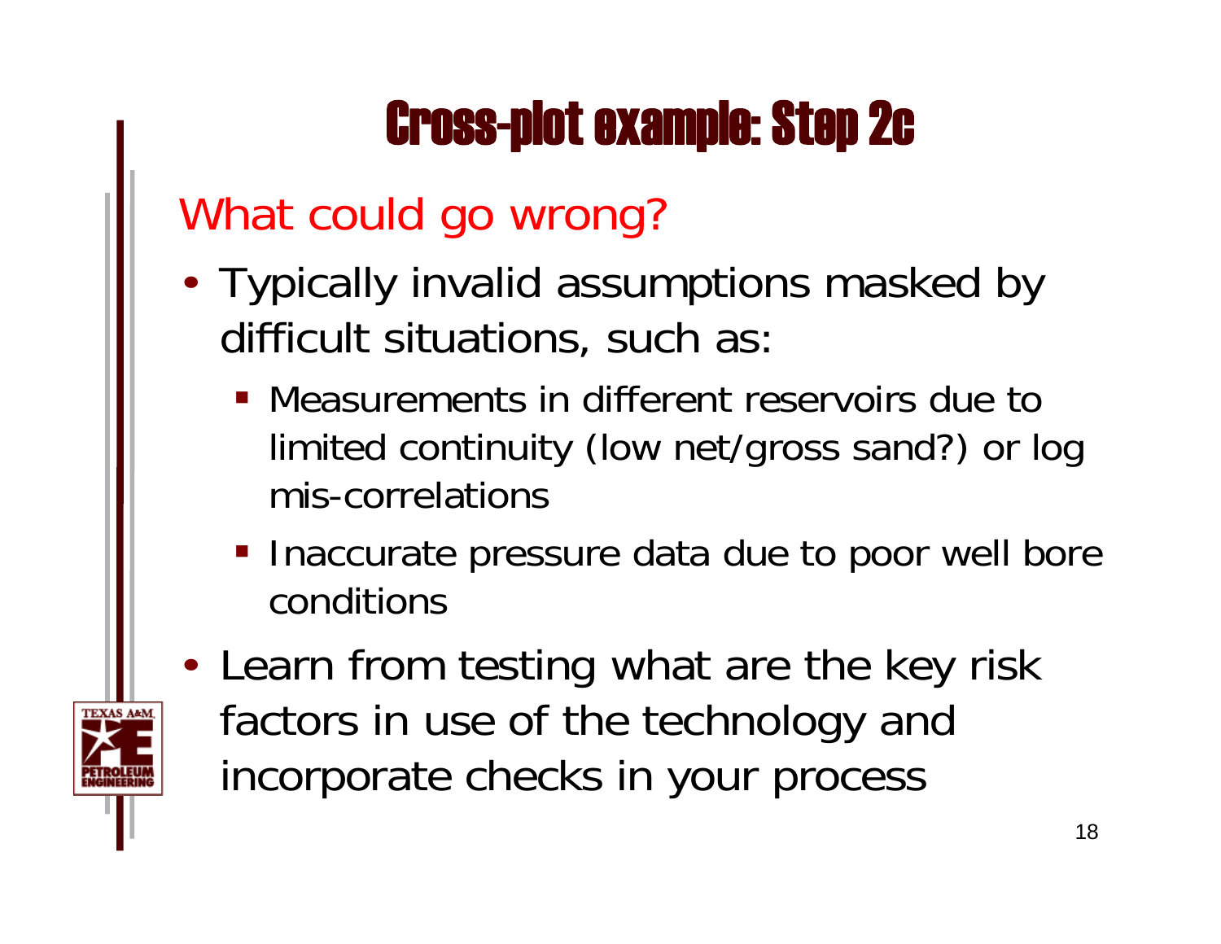# Cross-plot example: Step 2c

## What could go wrong?

- Typically invalid assumptions masked by difficult situations, such as:
  - Measurements in different reservoirs due to limited continuity (low net/gross sand?) or log mis-correlations
  - Inaccurate pressure data due to poor well bore conditions
- Learn from testing what are the key risk factors in use of the technology and incorporate checks in your process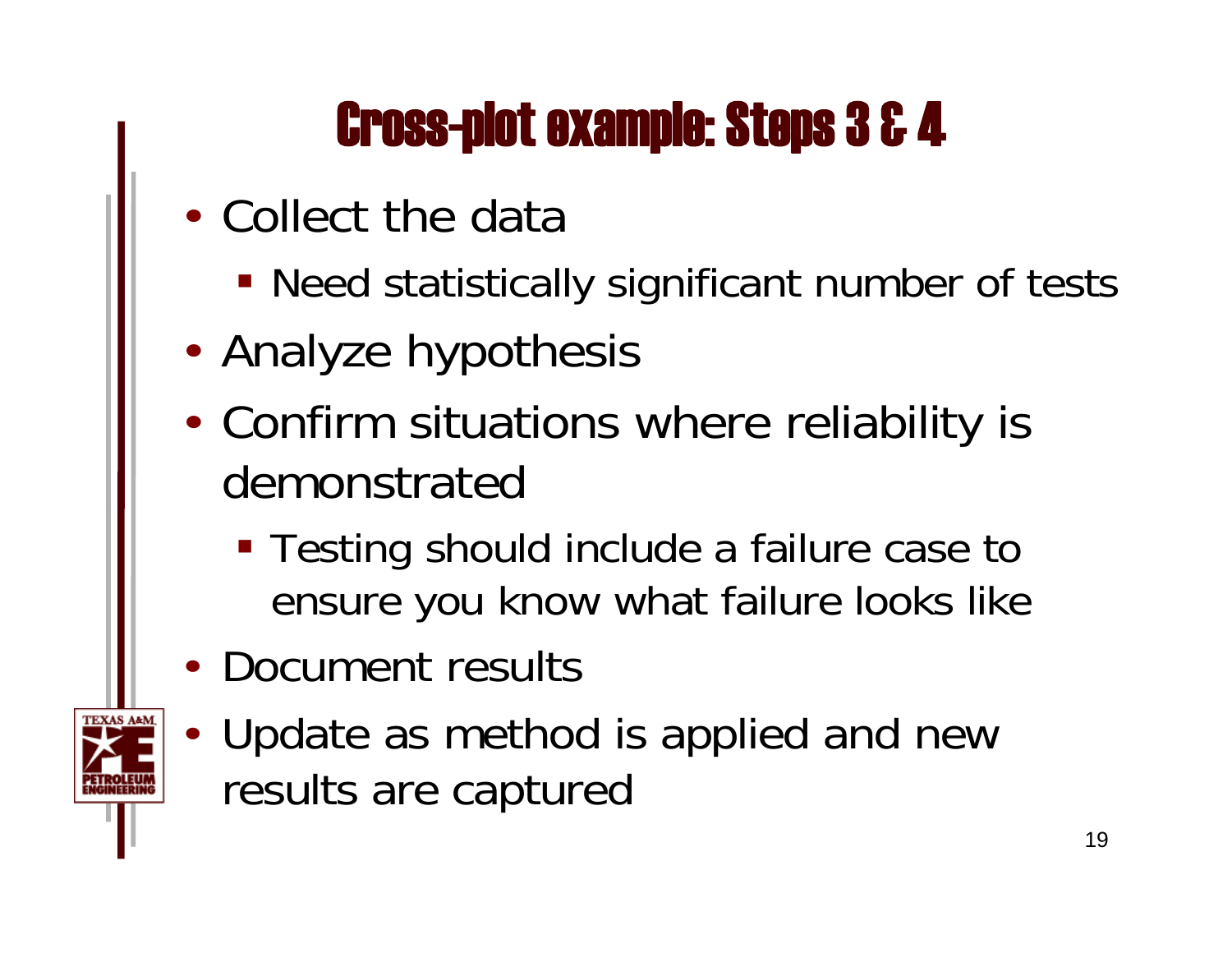# Cross-plot example: Steps 3 & 4

- Collect the data
  - Need statistically significant number of tests
- Analyze hypothesis
- Confirm situations where reliability is demonstrated
  - Testing should include a failure case to ensure you know what failure looks like
- Document results
- Update as method is applied and new results are captured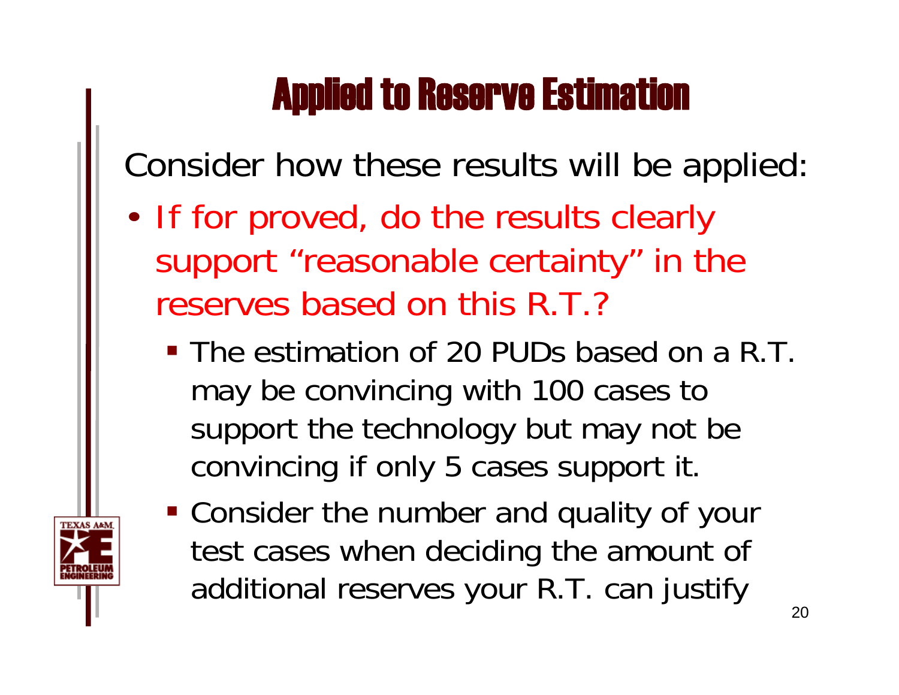# Applied to Reserve Estimation

Consider how these results will be applied:

- If for proved, do the results clearly support “reasonable certainty” in the reserves based on this R.T.?
  - The estimation of 20 PUDs based on a R.T. may be convincing with 100 cases to support the technology but may not be convincing if only 5 cases support it.
  - Consider the number and quality of your test cases when deciding the amount of additional reserves your R.T. can justify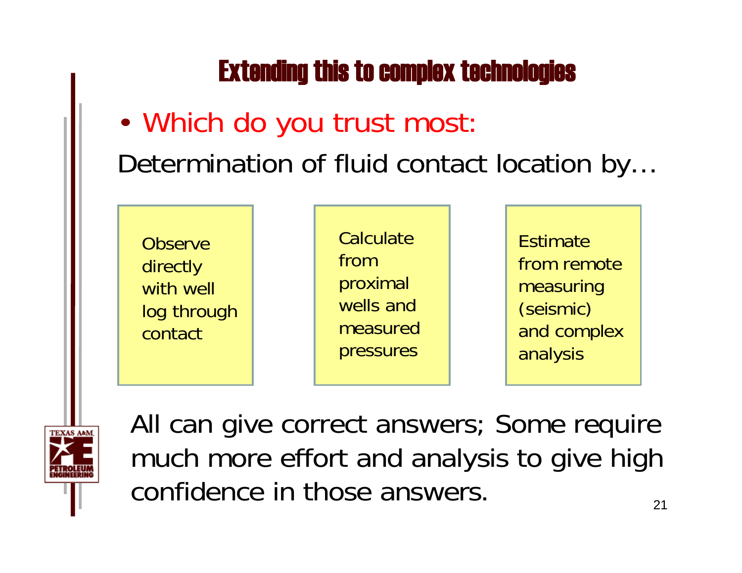# Extending this to complex technologies

- Which do you trust most:

Determination of fluid contact location by…

| Observe directly with well log through contact | Calculate from proximal wells and measured pressures | Estimate from remote measuring (seismic) and complex analysis |
|---|---|---|

All can give correct answers; Some require much more effort and analysis to give high confidence in those answers.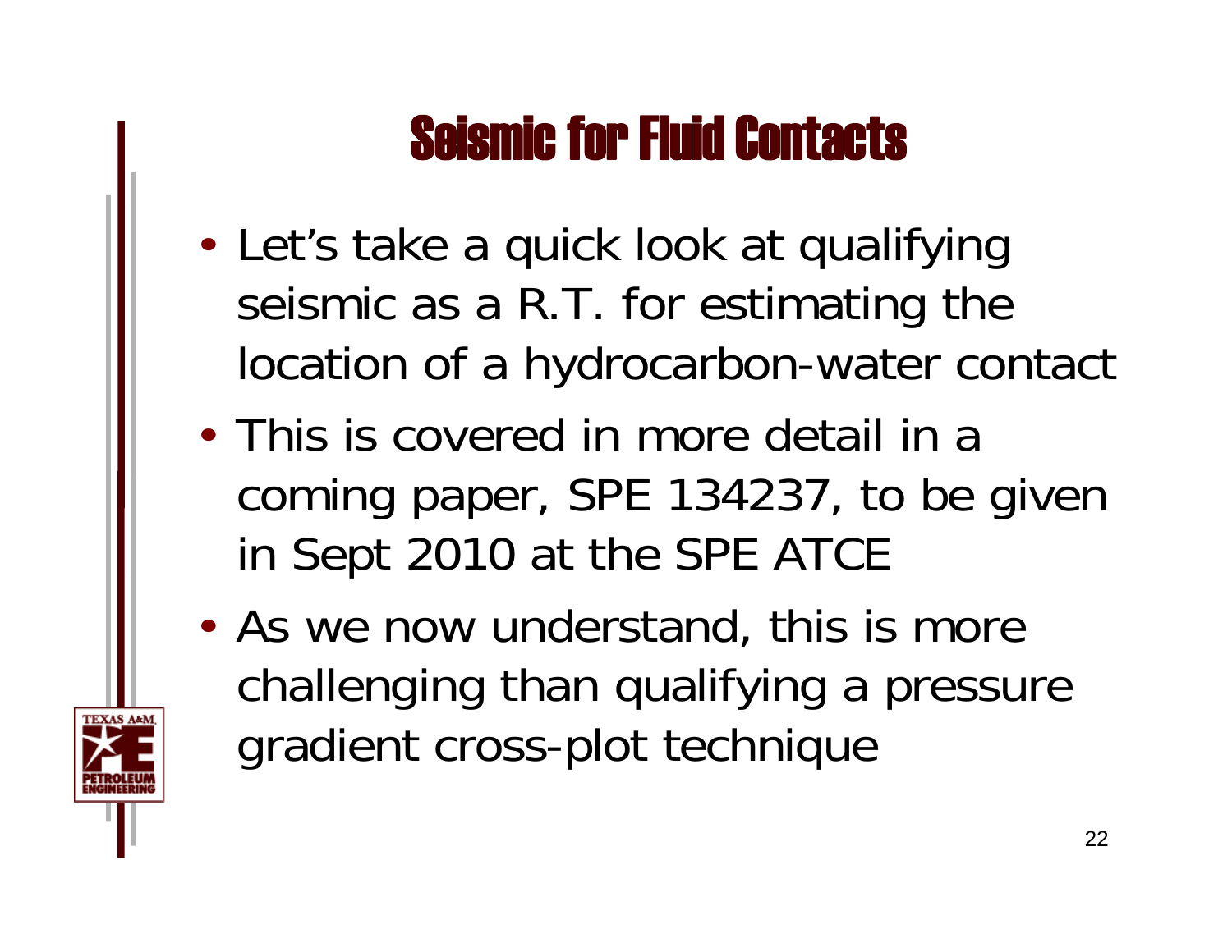# Seismic for Fluid Contacts

- Let’s take a quick look at qualifying seismic as a R.T. for estimating the location of a hydrocarbon-water contact
- This is covered in more detail in a coming paper, SPE 134237, to be given in Sept 2010 at the SPE ATCE
- As we now understand, this is more challenging than qualifying a pressure gradient cross-plot technique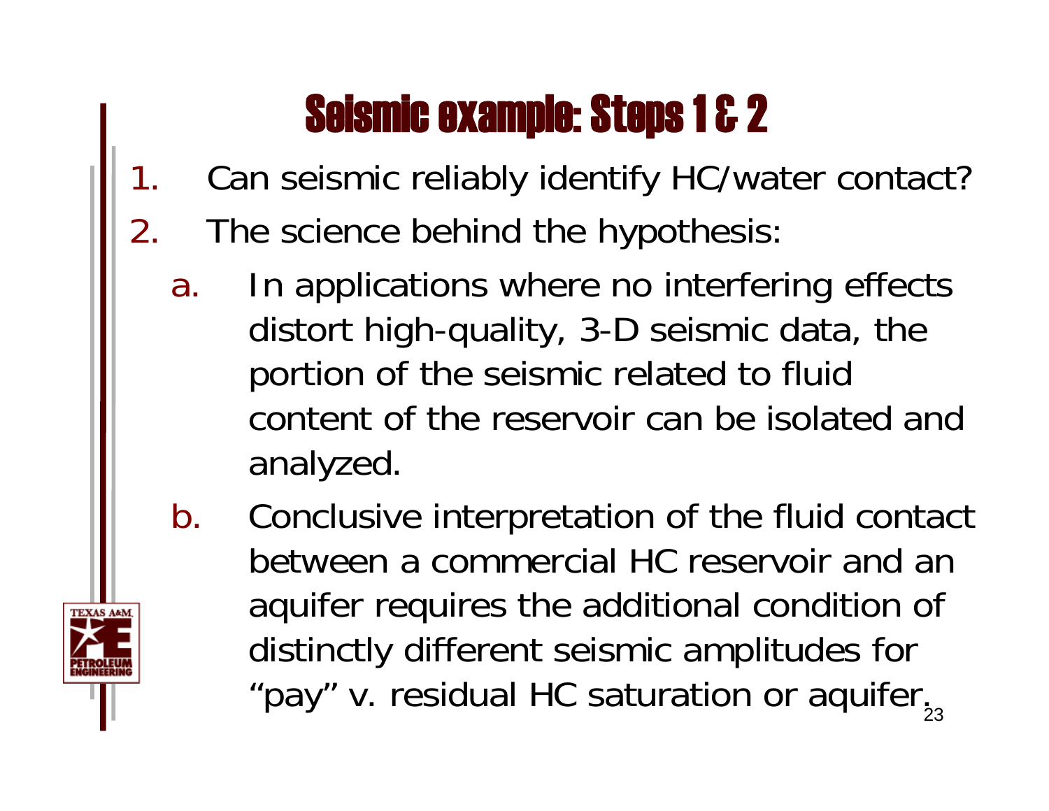# Seismic example: Steps 1 & 2

1. Can seismic reliably identify HC/water contact?
2. The science behind the hypothesis:
   a. In applications where no interfering effects distort high-quality, 3-D seismic data, the portion of the seismic related to fluid content of the reservoir can be isolated and analyzed.
   b. Conclusive interpretation of the fluid contact between a commercial HC reservoir and an aquifer requires the additional condition of distinctly different seismic amplitudes for "pay" v. residual HC saturation or aquifer.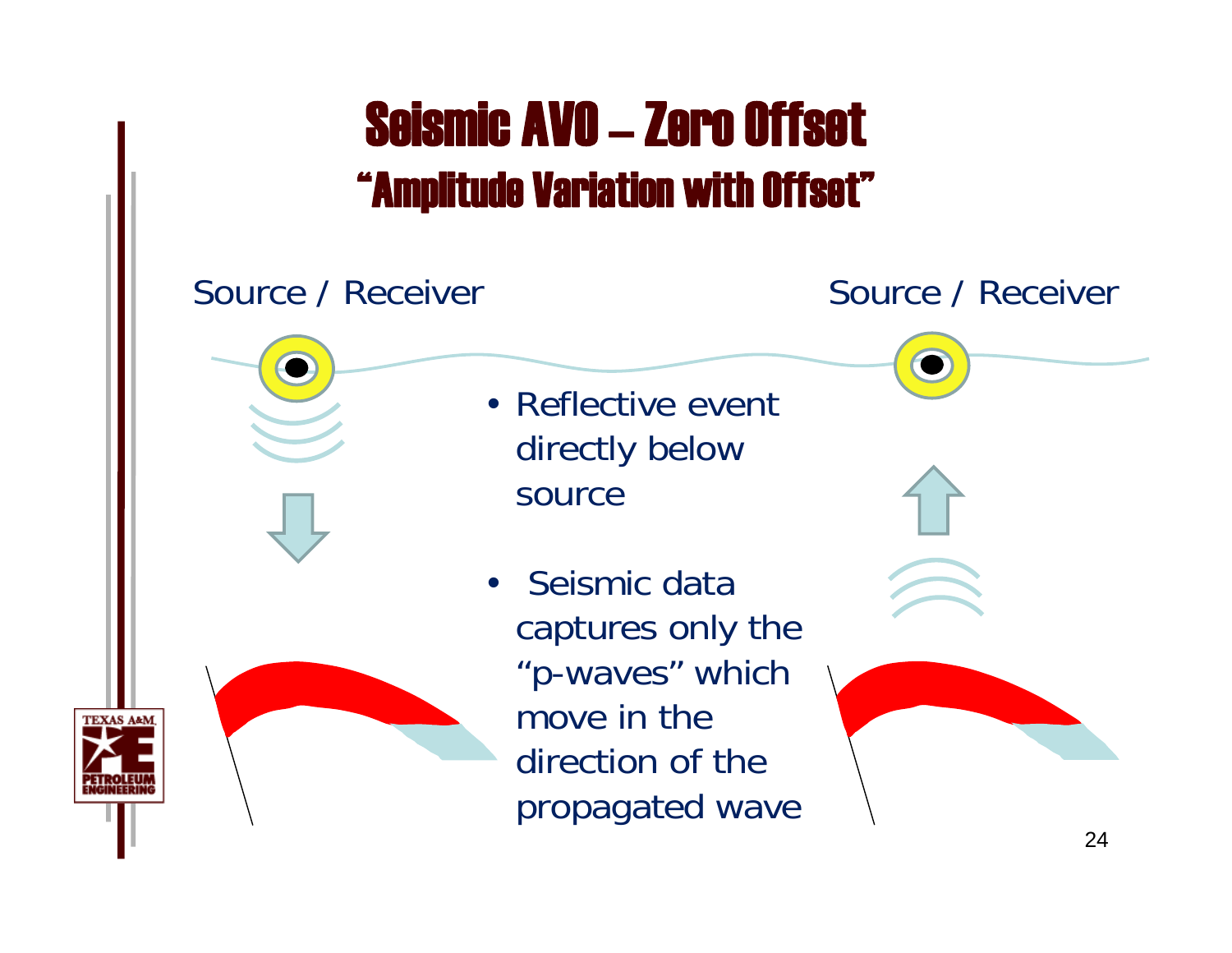# Seismic AVO – Zero Offset

## "Amplitude Variation with Offset"

Source / Receiver

Source / Receiver

- Reflective event directly below source
- Seismic data captures only the "p-waves" which move in the direction of the propagated wave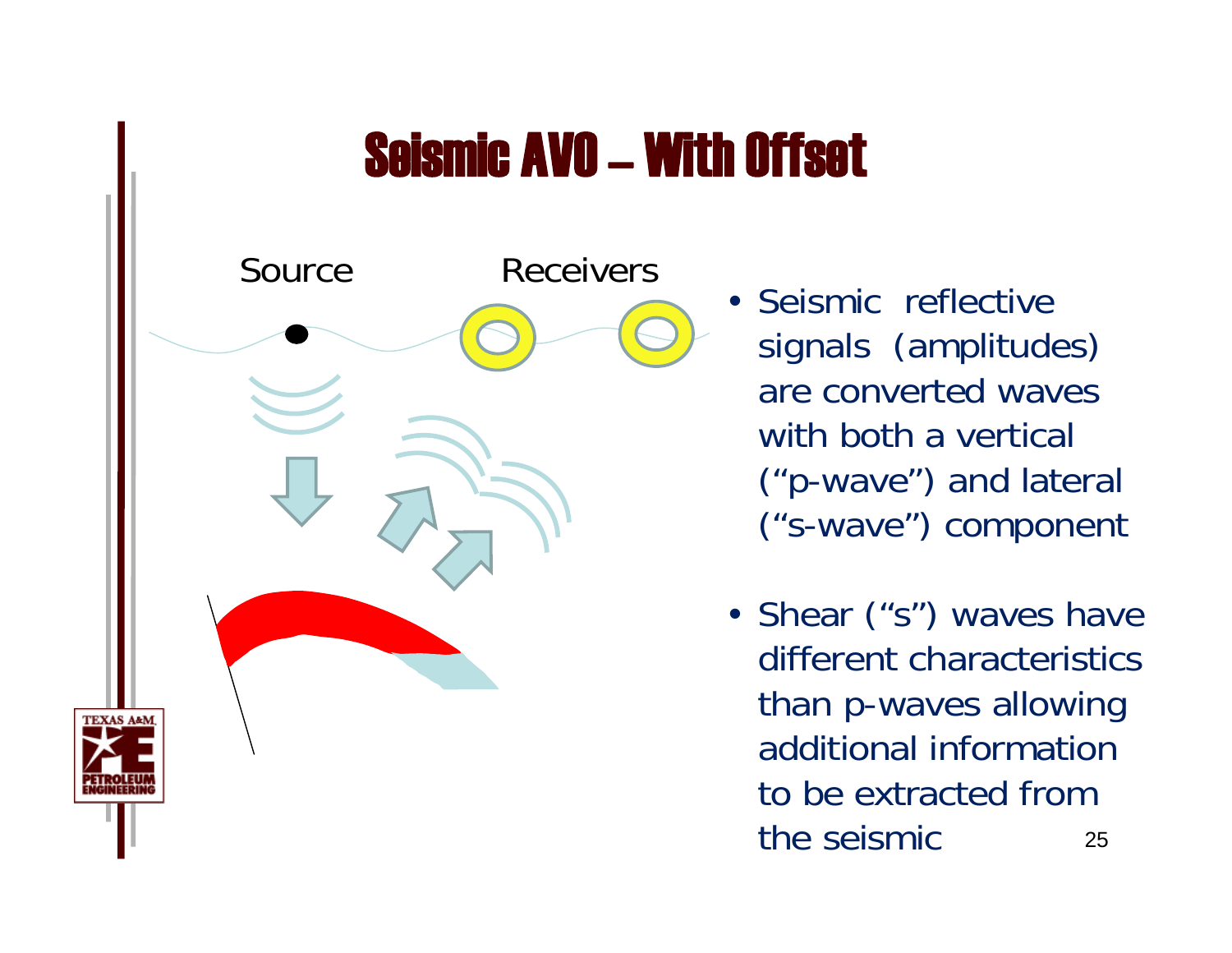# Seismic AVO – With Offset

Source Receivers

- Seismic reflective signals (amplitudes) are converted waves with both a vertical ("p-wave") and lateral ("s-wave") component
- Shear ("s") waves have different characteristics than p-waves allowing additional information to be extracted from the seismic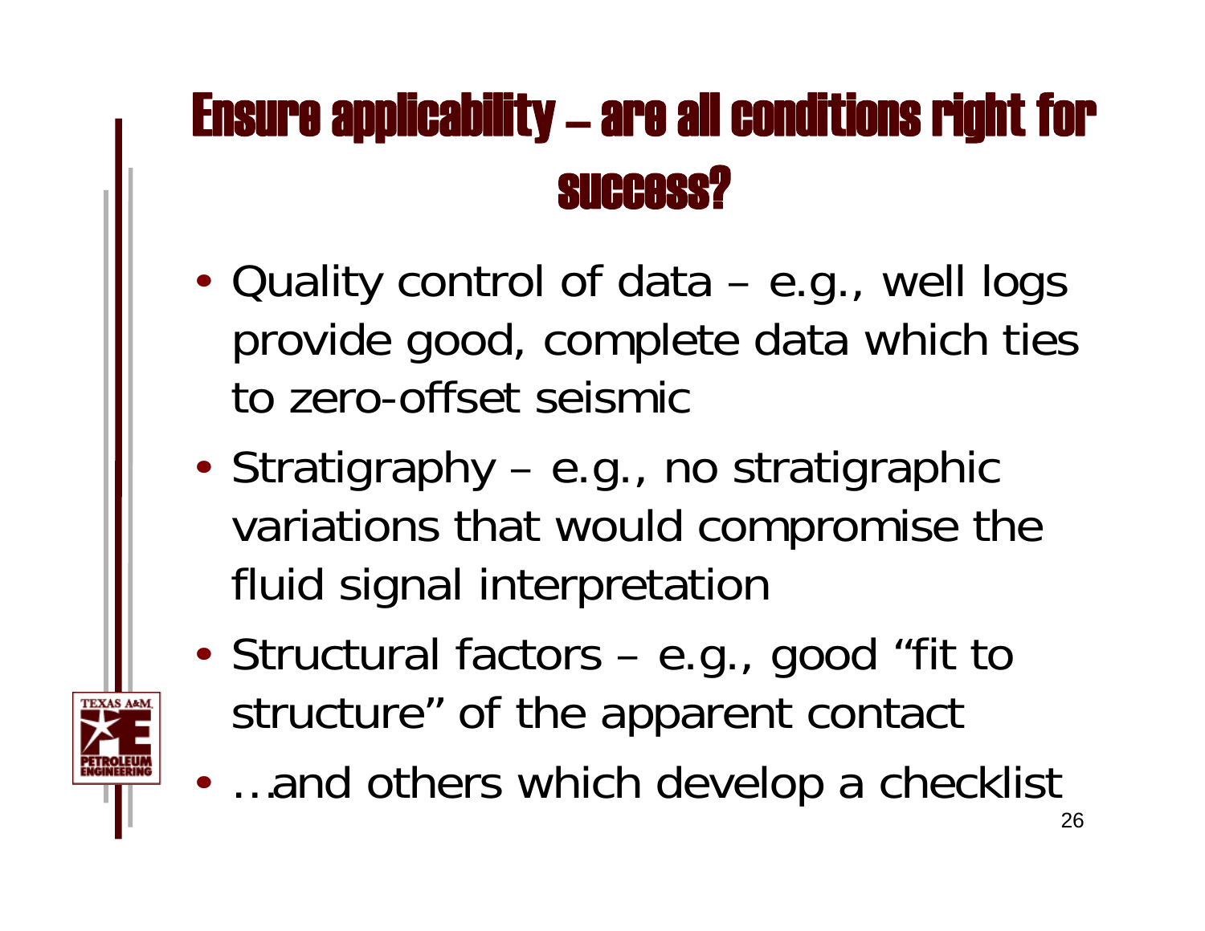# Ensure applicability – are all conditions right for success?

- Quality control of data – e.g., well logs provide good, complete data which ties to zero-offset seismic
- Stratigraphy – e.g., no stratigraphic variations that would compromise the fluid signal interpretation
- Structural factors – e.g., good "fit to structure" of the apparent contact
- …and others which develop a checklist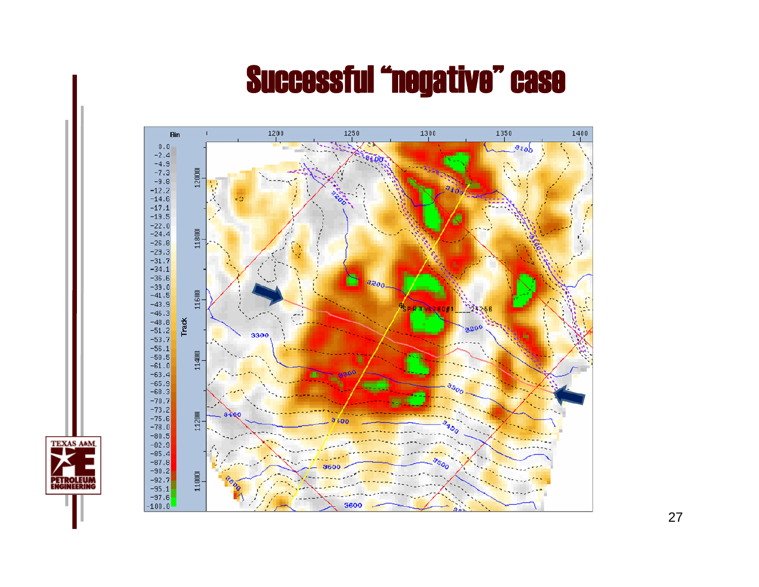# Successful "negative" case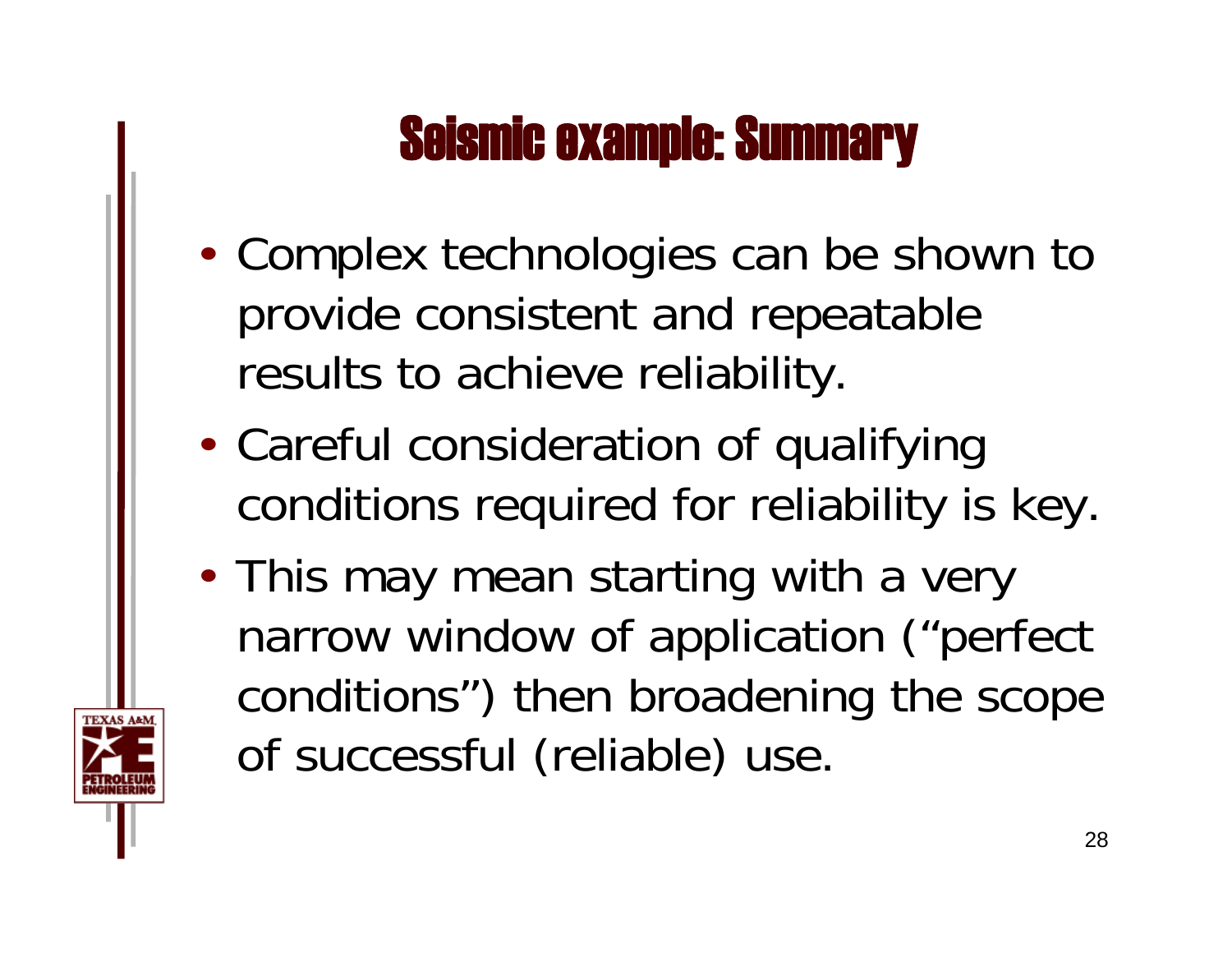# Seismic example: Summary

- Complex technologies can be shown to provide consistent and repeatable results to achieve reliability.
- Careful consideration of qualifying conditions required for reliability is key.
- This may mean starting with a very narrow window of application ("perfect conditions") then broadening the scope of successful (reliable) use.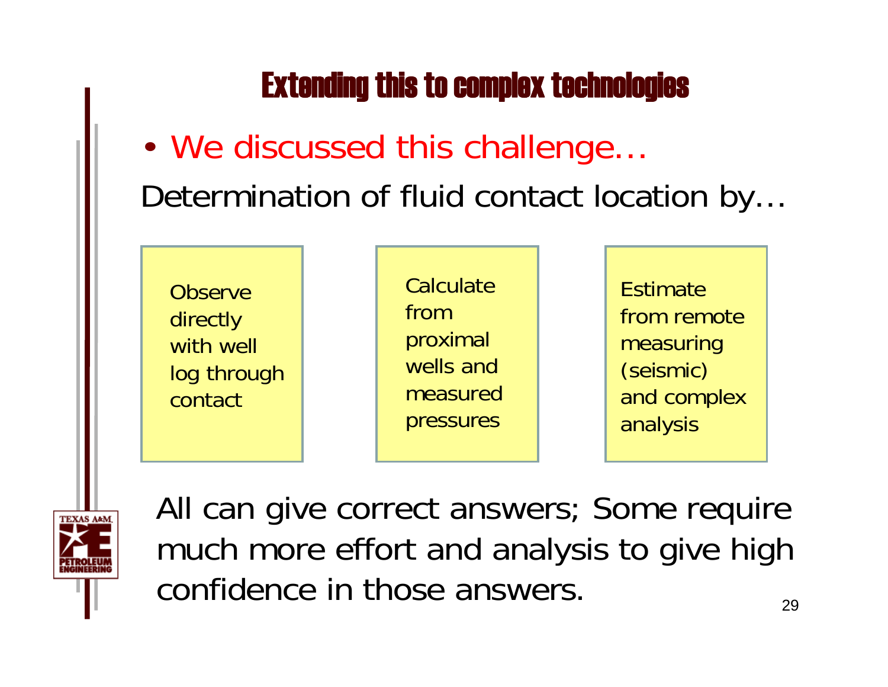# Extending this to complex technologies

- We discussed this challenge…

Determination of fluid contact location by…

| Observe directly with well log through contact | Calculate from proximal wells and measured pressures | Estimate from remote measuring (seismic) and complex analysis |
|---|---|---|

All can give correct answers; Some require much more effort and analysis to give high confidence in those answers.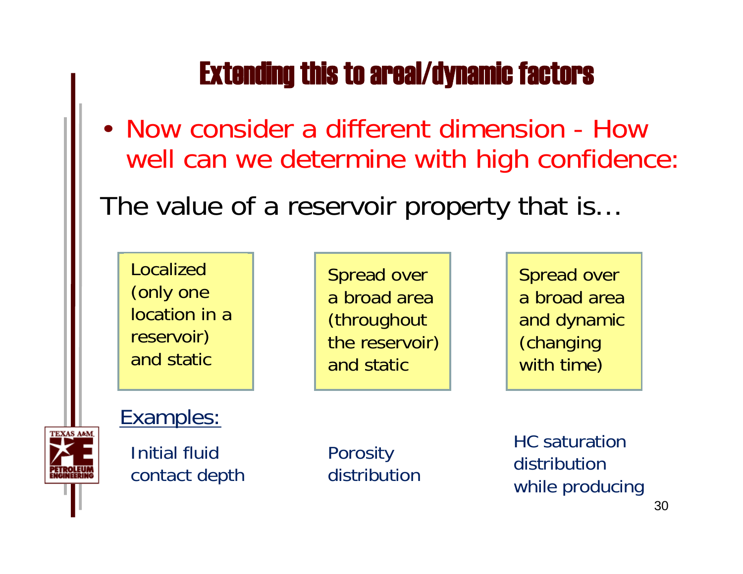# Extending this to areal/dynamic factors

- Now consider a different dimension - How well can we determine with high confidence:

The value of a reservoir property that is…

| Localized (only one location in a reservoir) and static | Spread over a broad area (throughout the reservoir) and static | Spread over a broad area and dynamic (changing with time) |
| --- | --- | --- |
| Initial fluid contact depth | Porosity distribution | HC saturation distribution while producing |

Examples: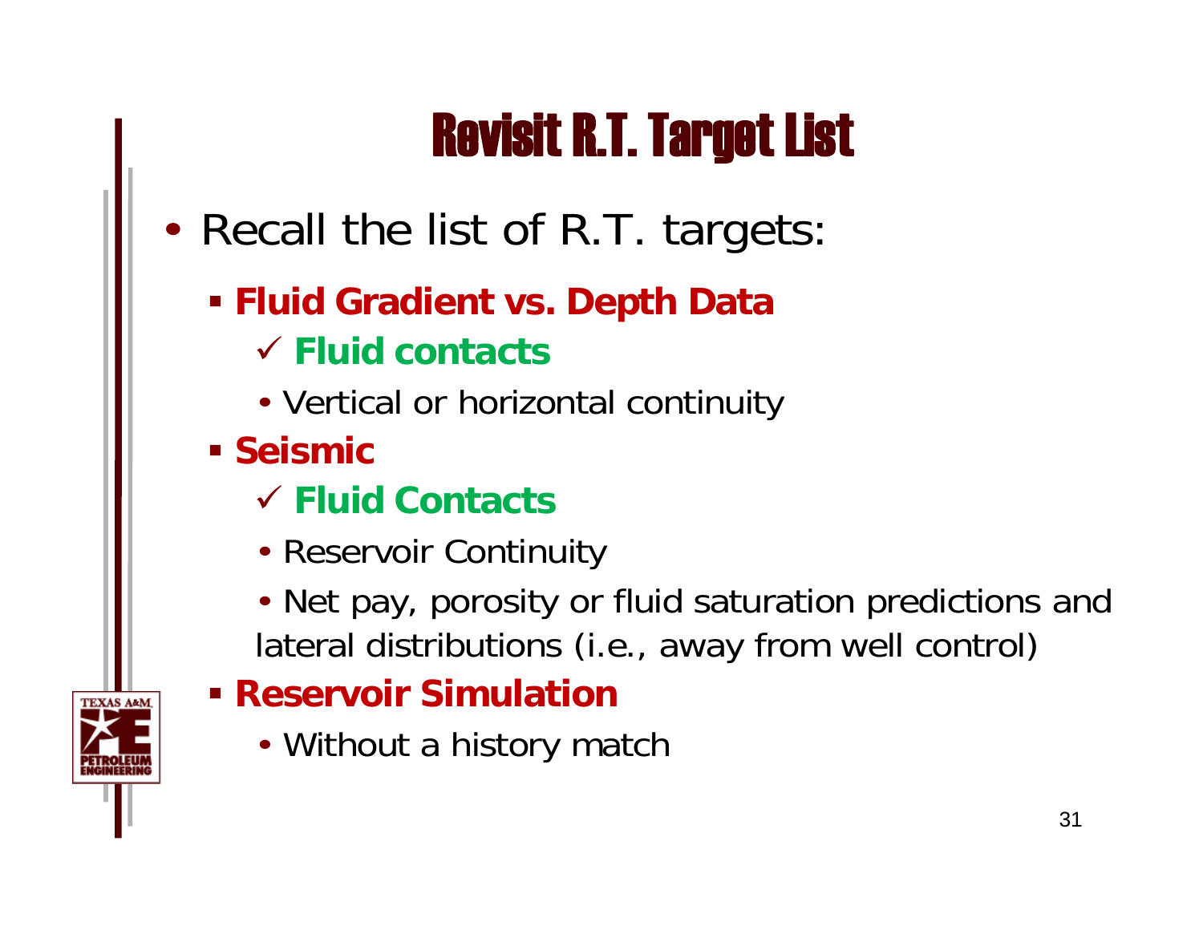# Revisit R.T. Target List

- Recall the list of R.T. targets:
  - **Fluid Gradient vs. Depth Data**
    - ✓ **Fluid contacts**
    - Vertical or horizontal continuity
  - **Seismic**
    - ✓ **Fluid Contacts**
    - Reservoir Continuity
    - Net pay, porosity or fluid saturation predictions and lateral distributions (i.e., away from well control)
  - **Reservoir Simulation**
    - Without a history match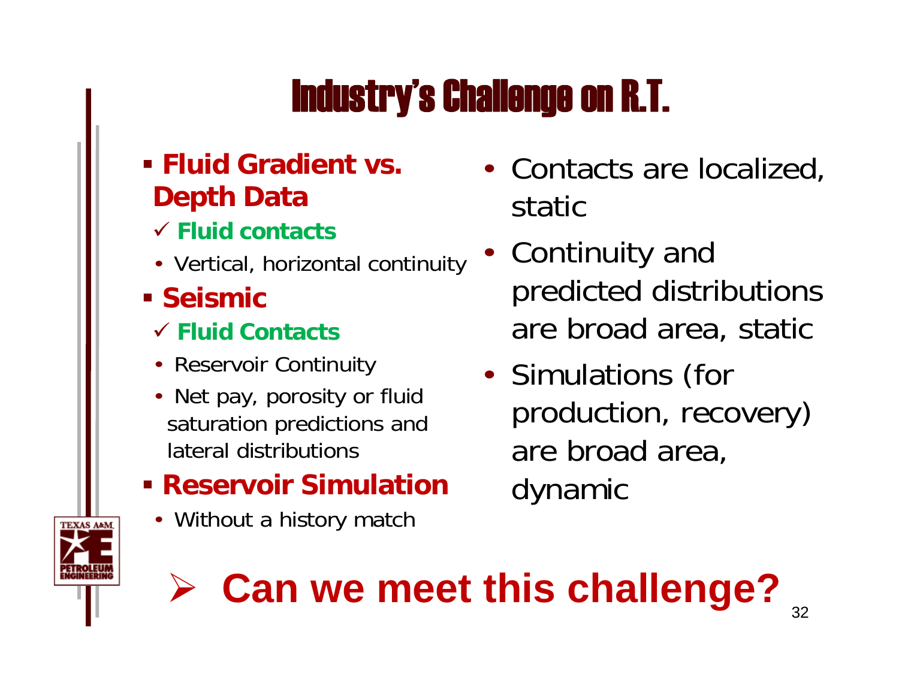# Industry's Challenge on R.T.

- **Fluid Gradient vs. Depth Data**
  - ✓ **Fluid contacts**
  - Vertical, horizontal continuity
- **Seismic**
  - ✓ **Fluid Contacts**
  - Reservoir Continuity
  - Net pay, porosity or fluid saturation predictions and lateral distributions
- **Reservoir Simulation**
  - Without a history match

- Contacts are localized, static
- Continuity and predicted distributions are broad area, static
- Simulations (for production, recovery) are broad area, dynamic

➤ **Can we meet this challenge?**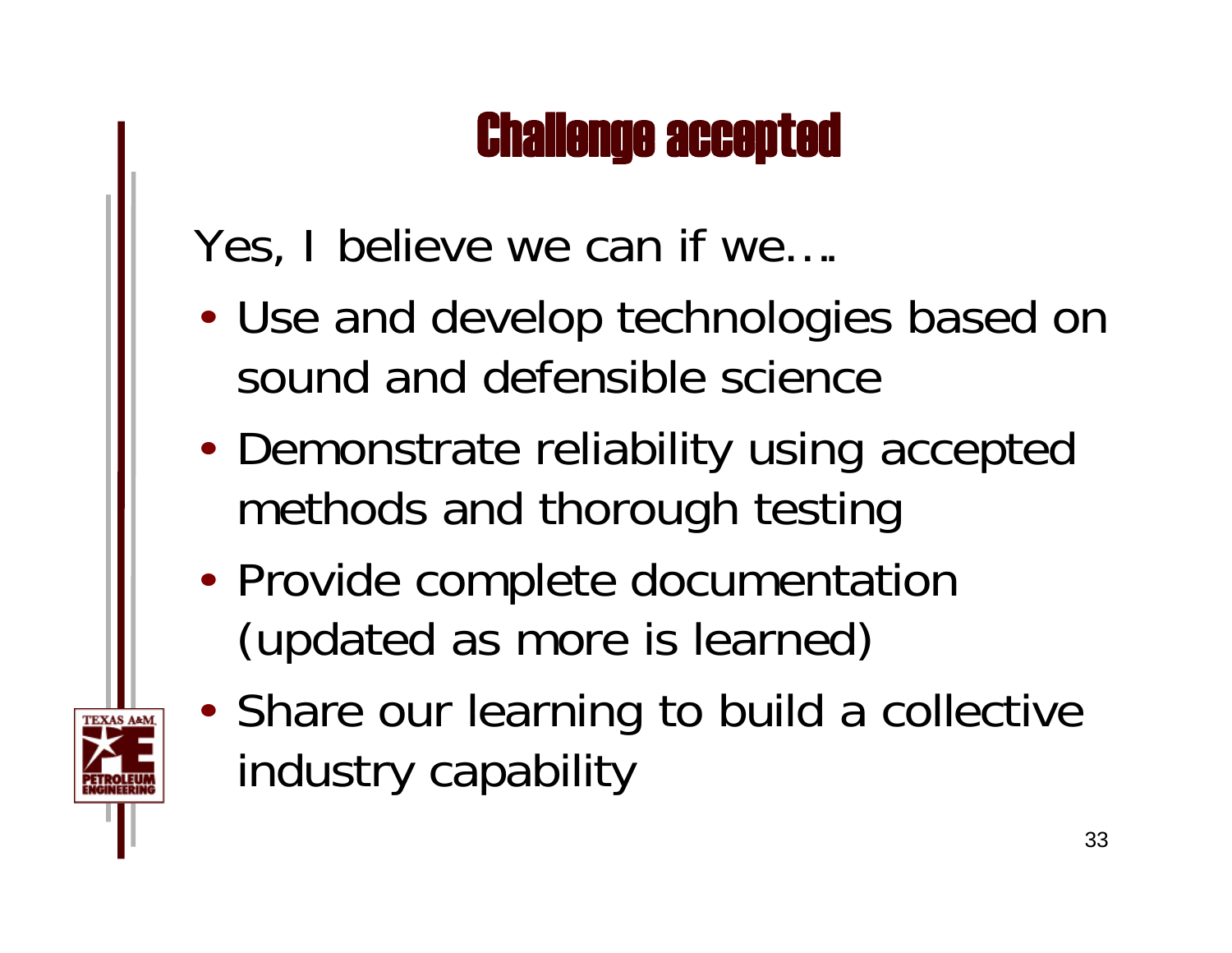# Challenge accepted

Yes, I believe we can if we….

- Use and develop technologies based on sound and defensible science
- Demonstrate reliability using accepted methods and thorough testing
- Provide complete documentation (updated as more is learned)
- Share our learning to build a collective industry capability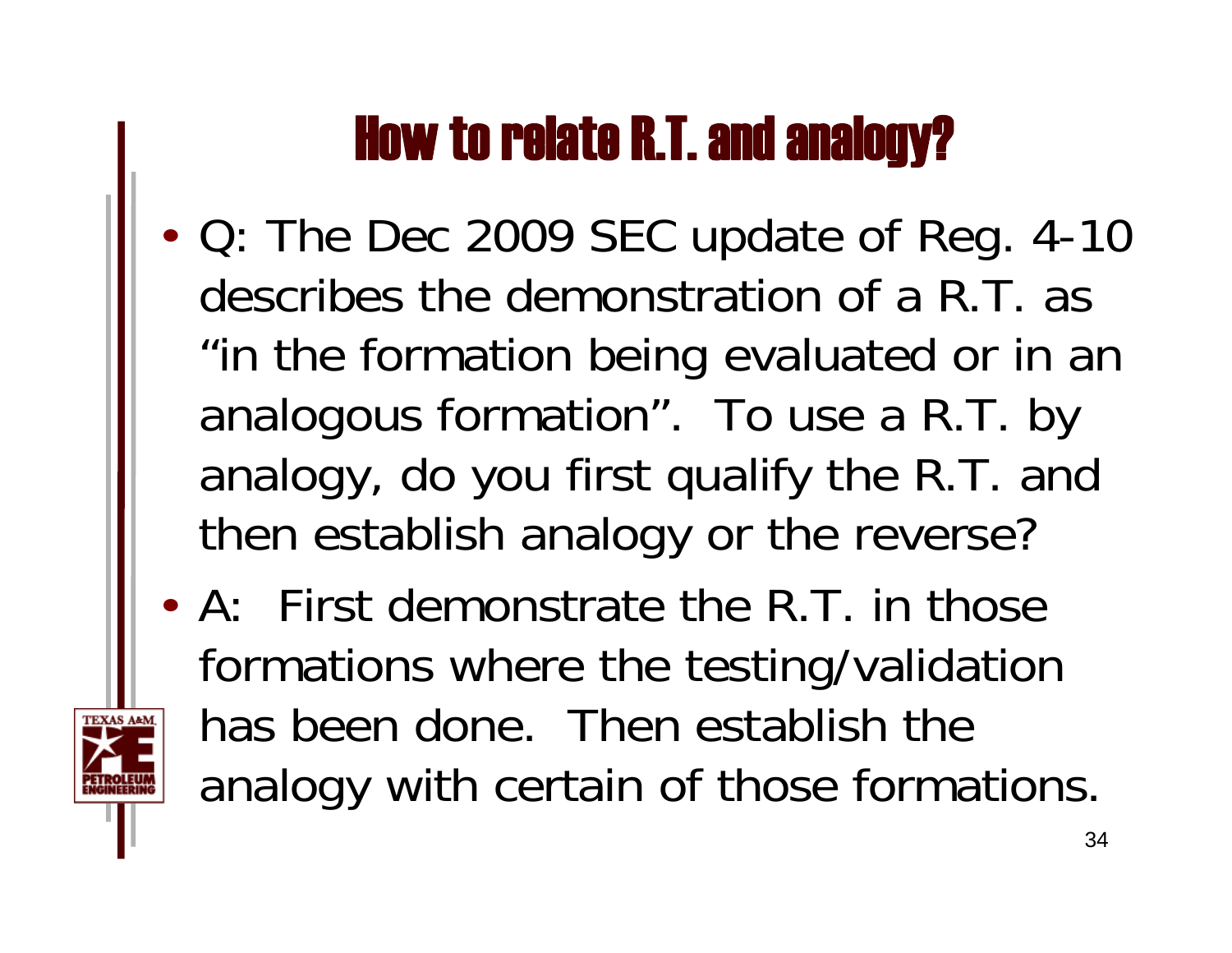# How to relate R.T. and analogy?

- Q: The Dec 2009 SEC update of Reg. 4-10 describes the demonstration of a R.T. as “in the formation being evaluated or in an analogous formation”. To use a R.T. by analogy, do you first qualify the R.T. and then establish analogy or the reverse?
- A: First demonstrate the R.T. in those formations where the testing/validation has been done. Then establish the analogy with certain of those formations.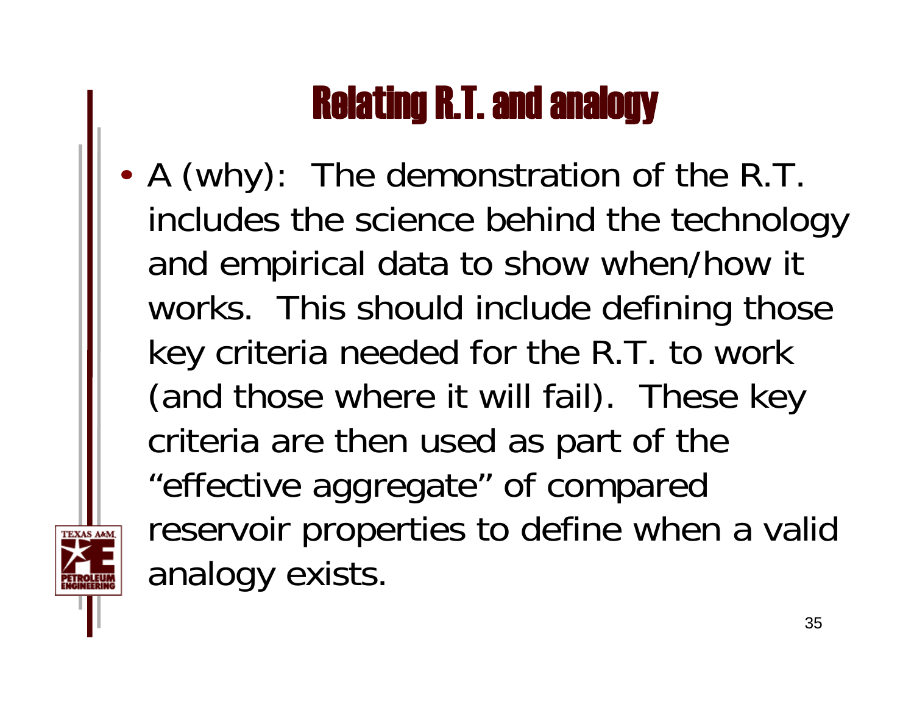# Relating R.T. and analogy

- A (why): The demonstration of the R.T. includes the science behind the technology and empirical data to show when/how it works. This should include defining those key criteria needed for the R.T. to work (and those where it will fail). These key criteria are then used as part of the "effective aggregate" of compared reservoir properties to define when a valid analogy exists.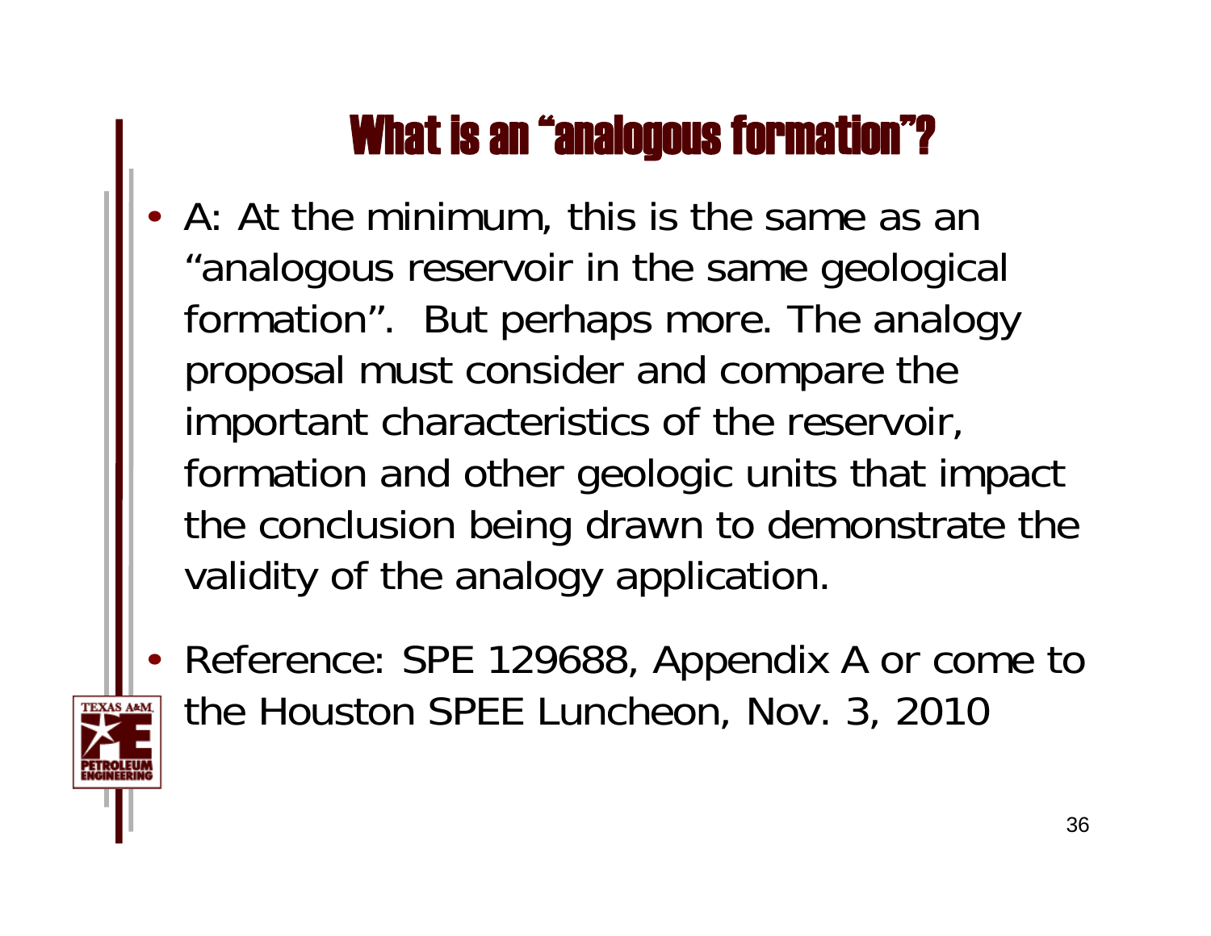# What is an "analogous formation"?

- A: At the minimum, this is the same as an "analogous reservoir in the same geological formation". But perhaps more. The analogy proposal must consider and compare the important characteristics of the reservoir, formation and other geologic units that impact the conclusion being drawn to demonstrate the validity of the analogy application.
- Reference: SPE 129688, Appendix A or come to the Houston SPEE Luncheon, Nov. 3, 2010